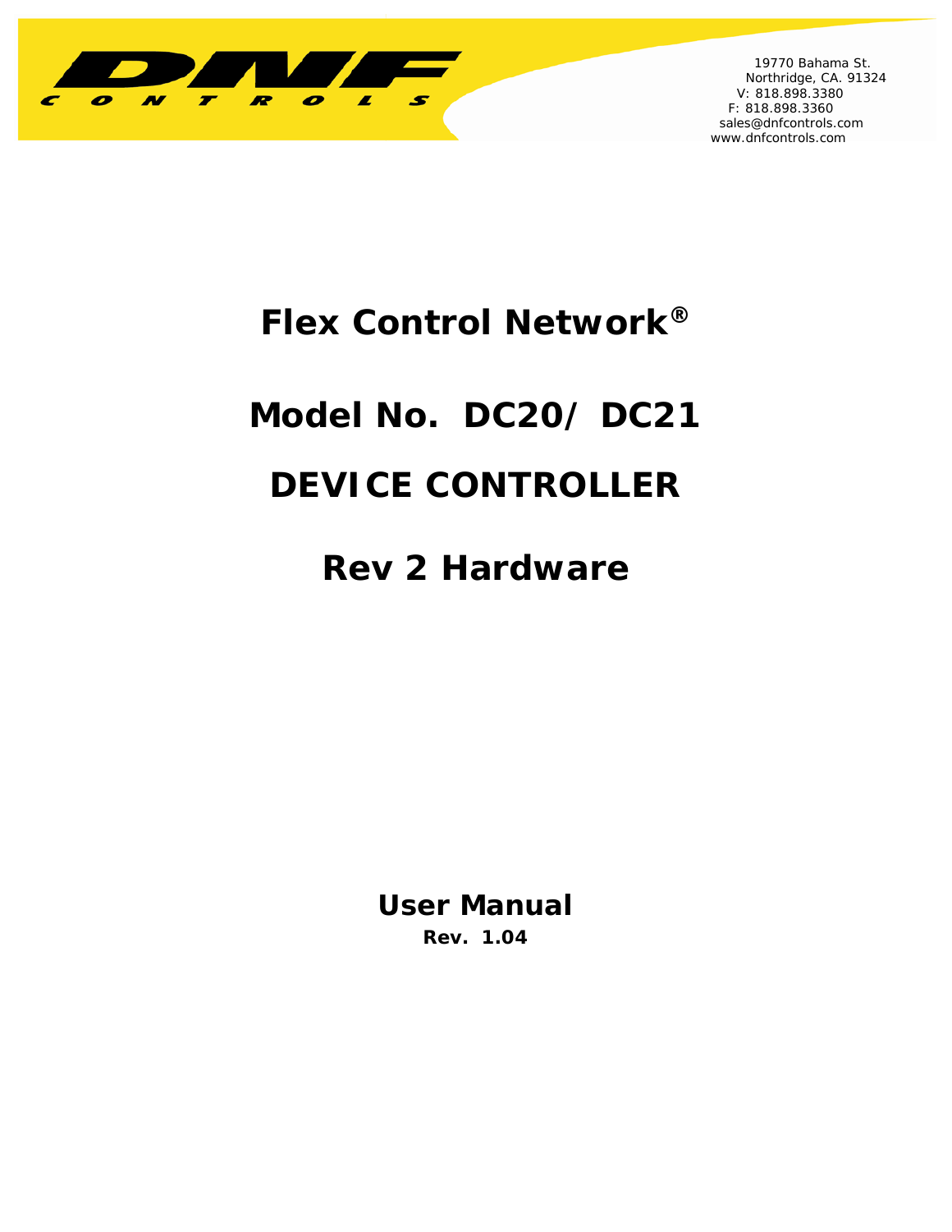DNF CONTROLS

19770 Bahama St.
Northridge, CA. 91324
V: 818.898.3380
F: 818.898.3360
sales@dnfcontrols.com
www.dnfcontrols.com

# Flex Control Network®

# Model No. DC20/ DC21

# DEVICE CONTROLLER

# Rev 2 Hardware

## User Manual

**Rev. 1.04**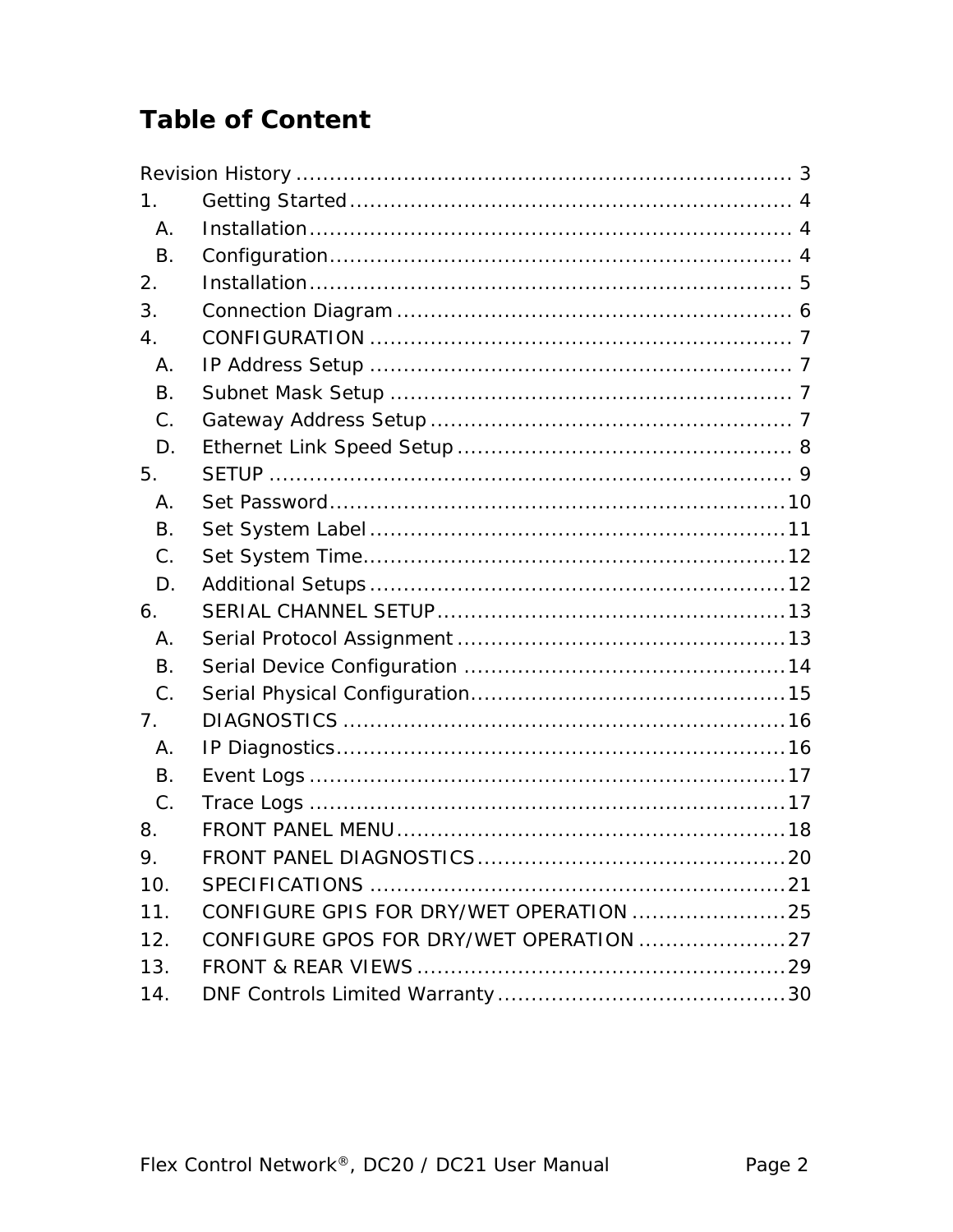# Table of Content

Revision History ........................................................................ 3

1. Getting Started ................................................................. 4
   - A. Installation ....................................................................... 4
   - B. Configuration .................................................................... 4
2. Installation ....................................................................... 5
3. Connection Diagram .......................................................... 6
4. CONFIGURATION .............................................................. 7
   - A. IP Address Setup .............................................................. 7
   - B. Subnet Mask Setup ........................................................... 7
   - C. Gateway Address Setup ..................................................... 7
   - D. Ethernet Link Speed Setup ................................................. 8
5. SETUP .............................................................................. 9
   - A. Set Password ................................................................... 10
   - B. Set System Label ............................................................. 11
   - C. Set System Time .............................................................. 12
   - D. Additional Setups ............................................................. 12
6. SERIAL CHANNEL SETUP ................................................... 13
   - A. Serial Protocol Assignment ................................................ 13
   - B. Serial Device Configuration ............................................... 14
   - C. Serial Physical Configuration ............................................. 15
7. DIAGNOSTICS ................................................................. 16
   - A. IP Diagnostics .................................................................. 16
   - B. Event Logs ...................................................................... 17
   - C. Trace Logs ...................................................................... 17
8. FRONT PANEL MENU ........................................................ 18
9. FRONT PANEL DIAGNOSTICS ............................................. 20
10. SPECIFICATIONS ............................................................. 21
11. CONFIGURE GPIS FOR DRY/WET OPERATION ...................... 25
12. CONFIGURE GPOS FOR DRY/WET OPERATION ..................... 27
13. FRONT & REAR VIEWS ...................................................... 29
14. DNF Controls Limited Warranty .......................................... 30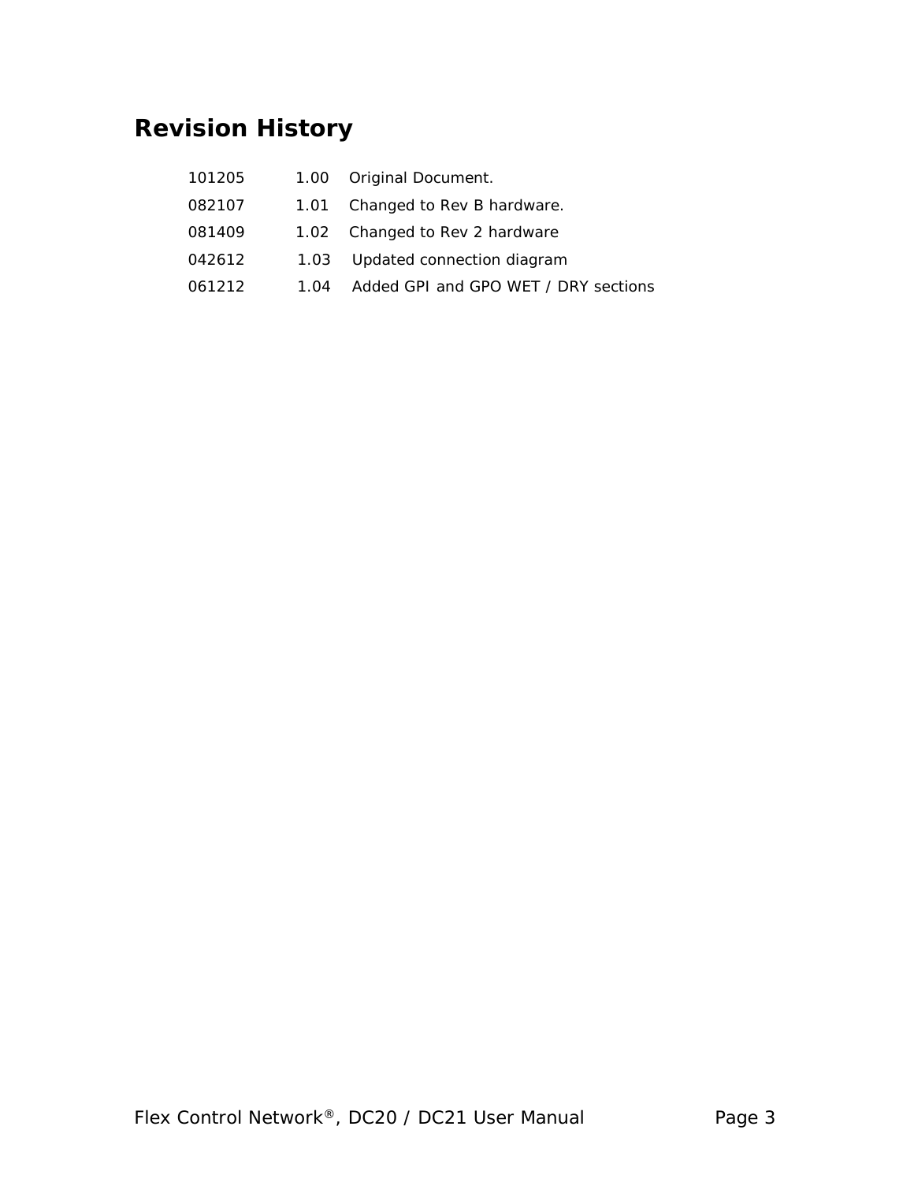# Revision History

| | | |
|---|---|---|
| 101205 | 1.00 | Original Document. |
| 082107 | 1.01 | Changed to Rev B hardware. |
| 081409 | 1.02 | Changed to Rev 2 hardware |
| 042612 | 1.03 | Updated connection diagram |
| 061212 | 1.04 | Added GPI and GPO WET / DRY sections |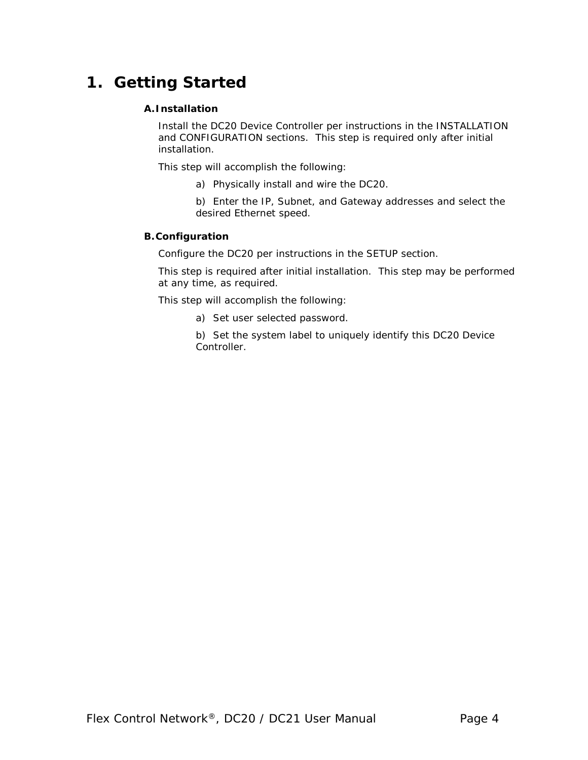# 1. Getting Started

### A. Installation

Install the DC20 Device Controller per instructions in the INSTALLATION and CONFIGURATION sections. This step is required only after initial installation.

This step will accomplish the following:

a) Physically install and wire the DC20.

b) Enter the IP, Subnet, and Gateway addresses and select the desired Ethernet speed.

### B. Configuration

Configure the DC20 per instructions in the SETUP section.

This step is required after initial installation. This step may be performed at any time, as required.

This step will accomplish the following:

a) Set user selected password.

b) Set the system label to uniquely identify this DC20 Device Controller.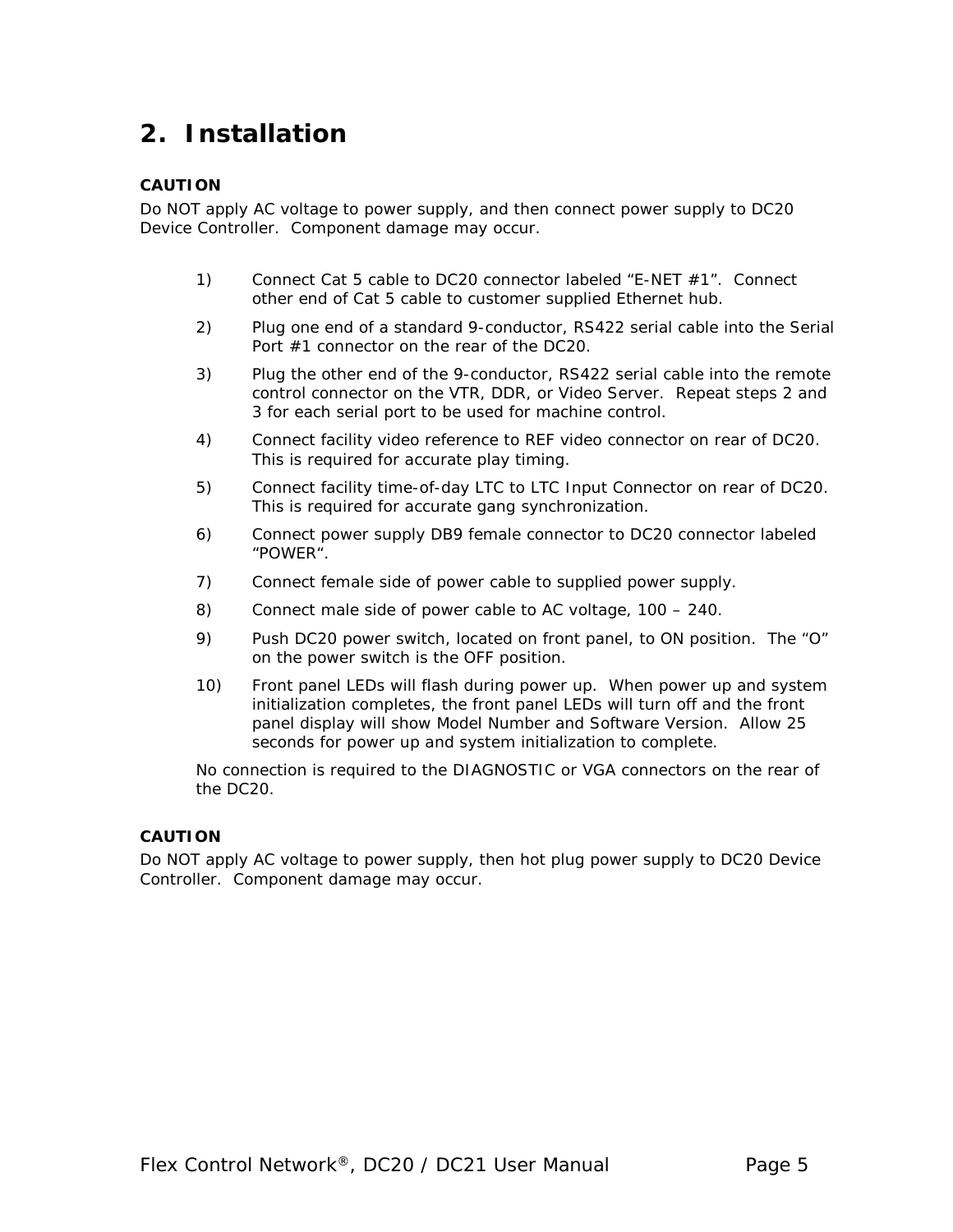# 2. Installation

**CAUTION**

Do NOT apply AC voltage to power supply, and then connect power supply to DC20 Device Controller. Component damage may occur.

1) Connect Cat 5 cable to DC20 connector labeled "E-NET #1". Connect other end of Cat 5 cable to customer supplied Ethernet hub.
2) Plug one end of a standard 9-conductor, RS422 serial cable into the Serial Port #1 connector on the rear of the DC20.
3) Plug the other end of the 9-conductor, RS422 serial cable into the remote control connector on the VTR, DDR, or Video Server. Repeat steps 2 and 3 for each serial port to be used for machine control.
4) Connect facility video reference to REF video connector on rear of DC20. This is required for accurate play timing.
5) Connect facility time-of-day LTC to LTC Input Connector on rear of DC20. This is required for accurate gang synchronization.
6) Connect power supply DB9 female connector to DC20 connector labeled "POWER".
7) Connect female side of power cable to supplied power supply.
8) Connect male side of power cable to AC voltage, 100 – 240.
9) Push DC20 power switch, located on front panel, to ON position. The "O" on the power switch is the OFF position.
10) Front panel LEDs will flash during power up. When power up and system initialization completes, the front panel LEDs will turn off and the front panel display will show Model Number and Software Version. Allow 25 seconds for power up and system initialization to complete.

No connection is required to the DIAGNOSTIC or VGA connectors on the rear of the DC20.

**CAUTION**

Do NOT apply AC voltage to power supply, then hot plug power supply to DC20 Device Controller. Component damage may occur.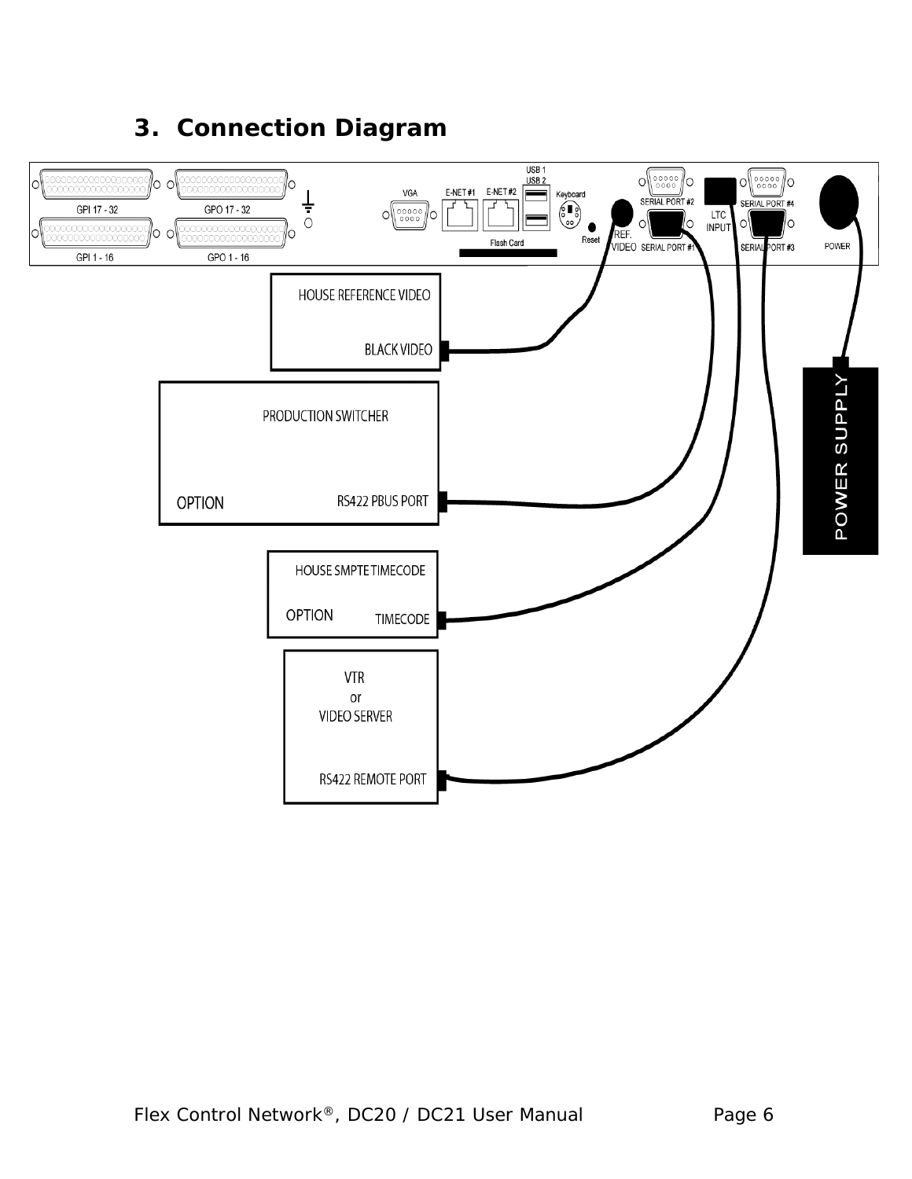## 3. Connection Diagram

GPI 17 - 32

GPO 17 - 32

GPI 1 - 16

GPO 1 - 16

VGA

E-NET #1

E-NET #2

USB 1

USB 2

Keyboard

Flash Card

Reset

REF. VIDEO

SERIAL PORT #2

SERIAL PORT #1

LTC INPUT

SERIAL PORT #4

SERIAL PORT #3

POWER

HOUSE REFERENCE VIDEO

BLACK VIDEO

PRODUCTION SWITCHER

OPTION

RS422 PBUS PORT

HOUSE SMPTE TIMECODE

OPTION

TIMECODE

VTR
or
VIDEO SERVER

RS422 REMOTE PORT

POWER SUPPLY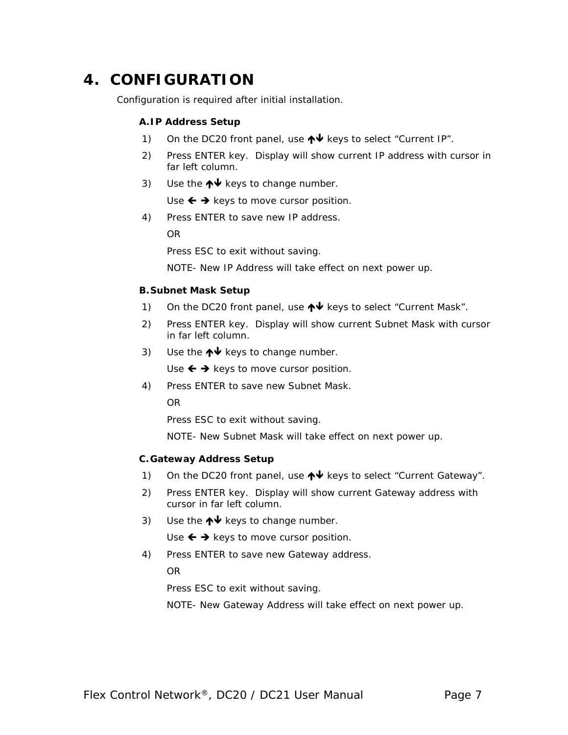# 4. CONFIGURATION

Configuration is required after initial installation.

### A. IP Address Setup

1) On the DC20 front panel, use ↑↓ keys to select "Current IP".
2) Press ENTER key. Display will show current IP address with cursor in far left column.
3) Use the ↑↓ keys to change number.

   Use ← → keys to move cursor position.
4) Press ENTER to save new IP address.

   OR

   Press ESC to exit without saving.

   NOTE- New IP Address will take effect on next power up.

### B. Subnet Mask Setup

1) On the DC20 front panel, use ↑↓ keys to select "Current Mask".
2) Press ENTER key. Display will show current Subnet Mask with cursor in far left column.
3) Use the ↑↓ keys to change number.

   Use ← → keys to move cursor position.
4) Press ENTER to save new Subnet Mask.

   OR

   Press ESC to exit without saving.

   NOTE- New Subnet Mask will take effect on next power up.

### C. Gateway Address Setup

1) On the DC20 front panel, use ↑↓ keys to select "Current Gateway".
2) Press ENTER key. Display will show current Gateway address with cursor in far left column.
3) Use the ↑↓ keys to change number.

   Use ← → keys to move cursor position.
4) Press ENTER to save new Gateway address.

   OR

   Press ESC to exit without saving.

   NOTE- New Gateway Address will take effect on next power up.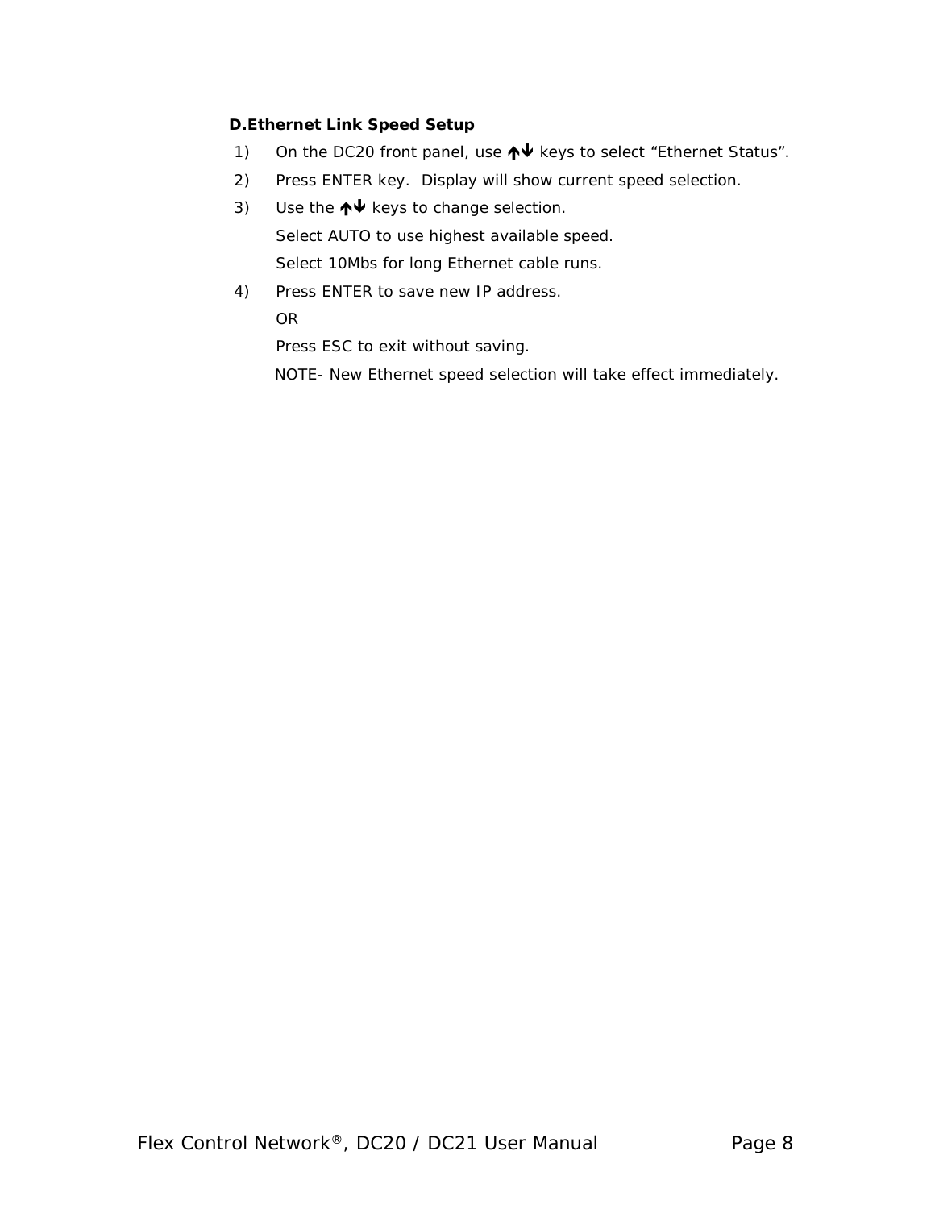**D.Ethernet Link Speed Setup**

1) On the DC20 front panel, use ↑↓ keys to select "Ethernet Status".
2) Press ENTER key. Display will show current speed selection.
3) Use the ↑↓ keys to change selection.

   Select AUTO to use highest available speed.

   Select 10Mbs for long Ethernet cable runs.
4) Press ENTER to save new IP address.

   OR

   Press ESC to exit without saving.

   NOTE- New Ethernet speed selection will take effect immediately.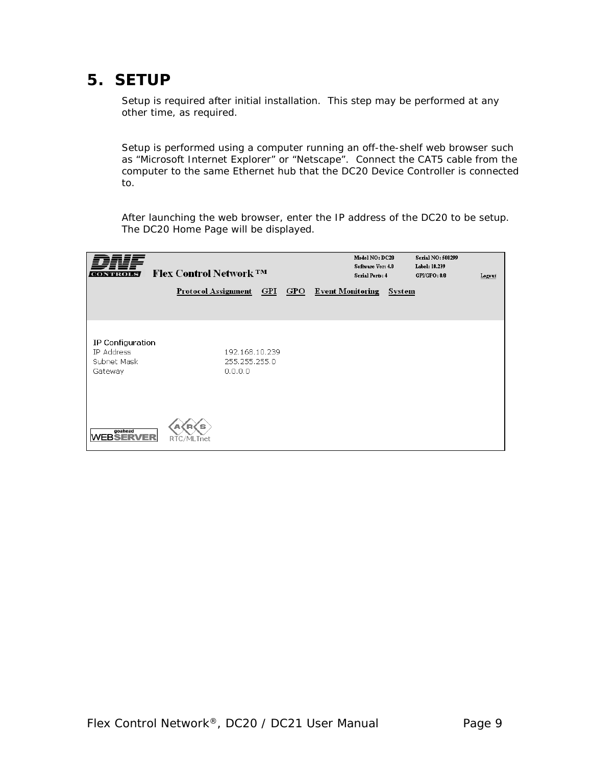# 5. SETUP

Setup is required after initial installation. This step may be performed at any other time, as required.

Setup is performed using a computer running an off-the-shelf web browser such as “Microsoft Internet Explorer” or “Netscape”. Connect the CAT5 cable from the computer to the same Ethernet hub that the DC20 Device Controller is connected to.

After launching the web browser, enter the IP address of the DC20 to be setup. The DC20 Home Page will be displayed.

DNF CONTROLS Flex Control Network ™

Model NO: DC20 | Serial NO: 500299
Software Ver: 4.0 | Label: 10.239
Serial Ports: 4 | GPI/GPO: 8/8

Logout

Protocol Assignment | GPI | GPO | Event Monitoring | System

IP Configuration

| | |
|---|---|
| IP Address | 192.168.10.239 |
| Subnet Mask | 255.255.255.0 |
| Gateway | 0.0.0.0 |

goahead WEBSERVER | ARS RTC/MLTnet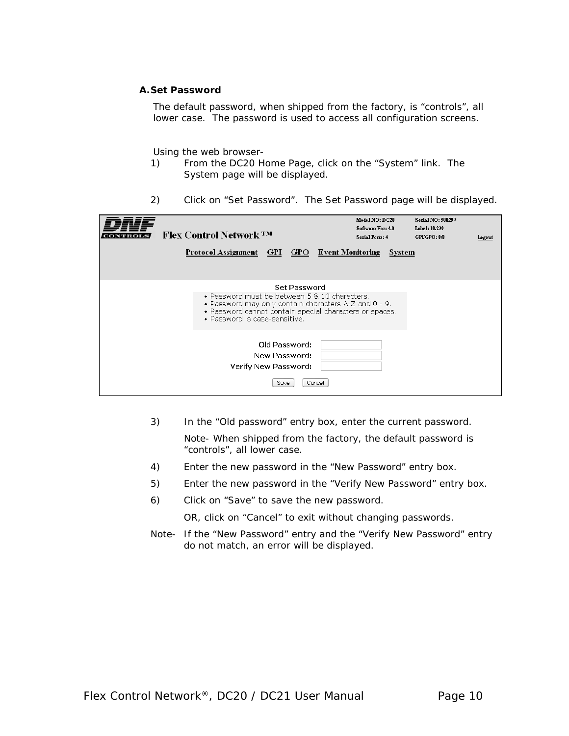### A. Set Password

The default password, when shipped from the factory, is “controls”, all lower case. The password is used to access all configuration screens.

Using the web browser-

1) From the DC20 Home Page, click on the “System” link. The System page will be displayed.

2) Click on “Set Password”. The Set Password page will be displayed.

Model NO: DC20 Serial NO: 500299
Software Ver: 4.0 Label: 10.239
Serial Ports: 4 GPI/GPO: 0/0

Flex Control Network ™ Logout

Protocol Assignment GPI GPO Event Monitoring System

Set Password

- Password must be between 5 & 10 characters.
- Password may only contain characters A-Z and 0 - 9.
- Password cannot contain special characters or spaces.
- Password is case-sensitive.

Old Password:
New Password:
Verify New Password:

Save Cancel

3) In the “Old password” entry box, enter the current password.

   Note- When shipped from the factory, the default password is “controls”, all lower case.

4) Enter the new password in the “New Password” entry box.

5) Enter the new password in the “Verify New Password” entry box.

6) Click on “Save” to save the new password.

   OR, click on “Cancel” to exit without changing passwords.

Note- If the “New Password” entry and the “Verify New Password” entry do not match, an error will be displayed.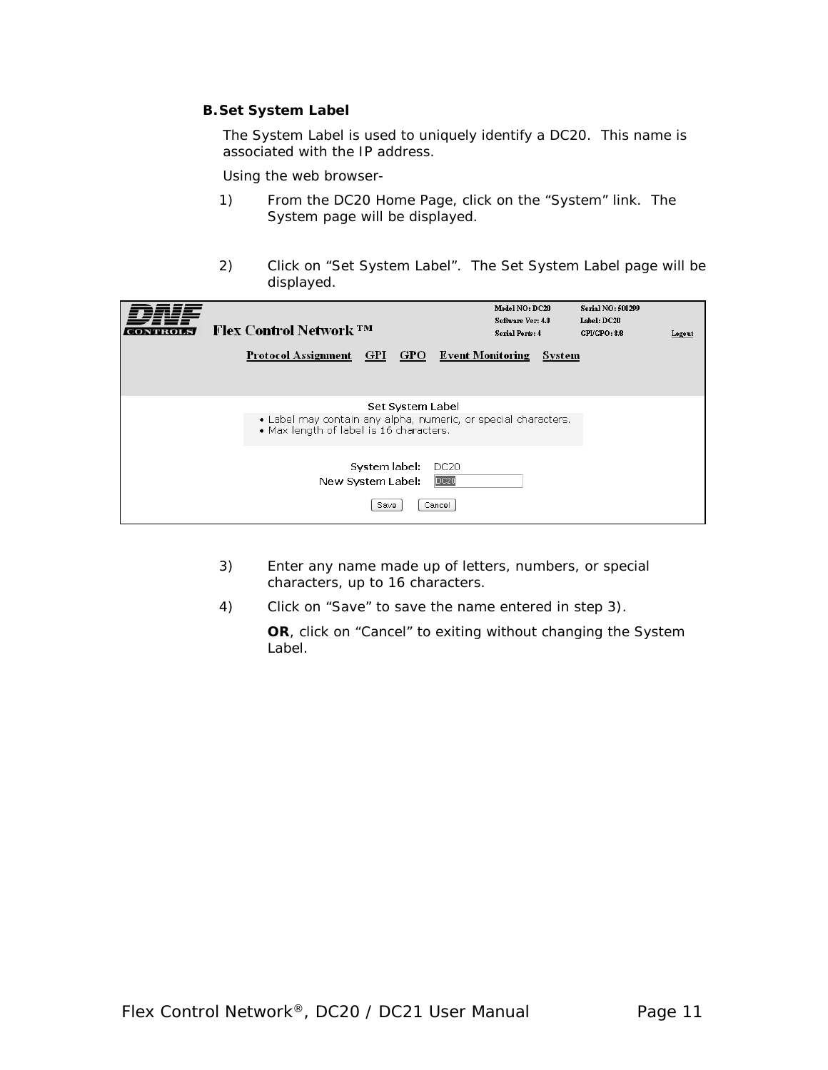### B. Set System Label

The System Label is used to uniquely identify a DC20. This name is associated with the IP address.

Using the web browser-

1) From the DC20 Home Page, click on the “System” link. The System page will be displayed.

2) Click on “Set System Label”. The Set System Label page will be displayed.

3) Enter any name made up of letters, numbers, or special characters, up to 16 characters.

4) Click on “Save” to save the name entered in step 3).

   **OR**, click on “Cancel” to exiting without changing the System Label.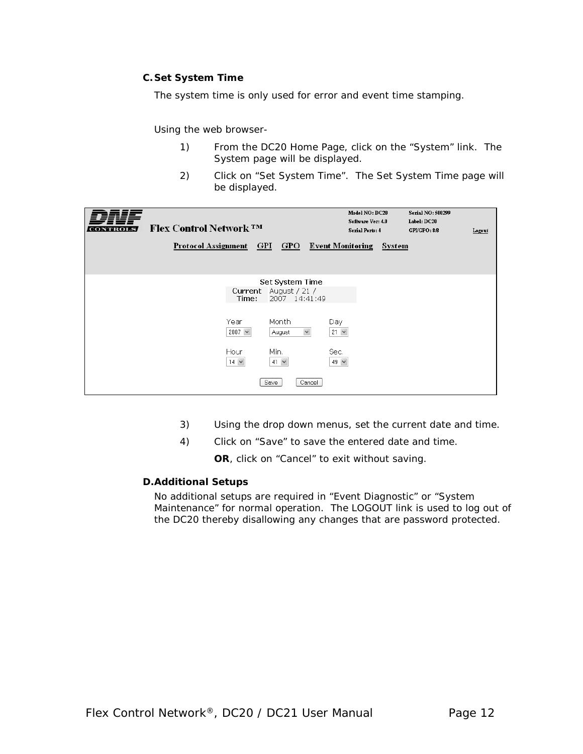### C. Set System Time

The system time is only used for error and event time stamping.

Using the web browser-

1) From the DC20 Home Page, click on the "System" link. The System page will be displayed.
2) Click on "Set System Time". The Set System Time page will be displayed.

3) Using the drop down menus, set the current date and time.
4) Click on "Save" to save the entered date and time.

   **OR**, click on "Cancel" to exit without saving.

### D. Additional Setups

No additional setups are required in "Event Diagnostic" or "System Maintenance" for normal operation. The LOGOUT link is used to log out of the DC20 thereby disallowing any changes that are password protected.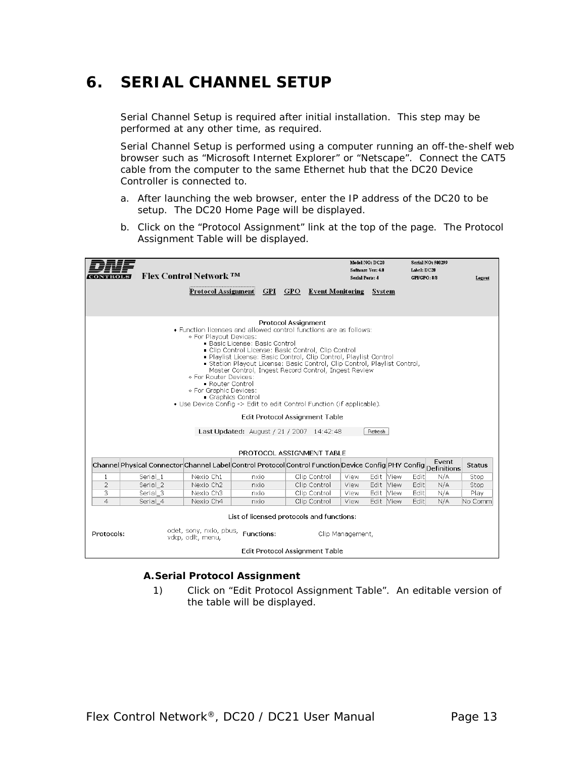# 6. SERIAL CHANNEL SETUP

Serial Channel Setup is required after initial installation. This step may be performed at any other time, as required.

Serial Channel Setup is performed using a computer running an off-the-shelf web browser such as “Microsoft Internet Explorer” or “Netscape”. Connect the CAT5 cable from the computer to the same Ethernet hub that the DC20 Device Controller is connected to.

a. After launching the web browser, enter the IP address of the DC20 to be setup. The DC20 Home Page will be displayed.

b. Click on the “Protocol Assignment” link at the top of the page. The Protocol Assignment Table will be displayed.

DNF CONTROLS Flex Control Network ™

Model NO: DC20 | Software Ver: 4.0 | Serial Ports: 4 | Serial NO: 500299 | Label: DC20 | GPI/GPO: 8/8 | Logout

Protocol Assignment | GPI | GPO | Event Monitoring | System

Protocol Assignment

- Function licenses and allowed control functions are as follows:
  - For Playout Devices:
    - Basic License: Basic Control
    - Clip Control License: Basic Control, Clip Control
    - Playlist License: Basic Control, Clip Control, Playlist Control
    - Station Playout License: Basic Control, Clip Control, Playlist Control, Master Control, Ingest Record Control, Ingest Review
  - For Router Devices:
    - Router Control
  - For Graphic Devices:
    - Graphics Control
- Use Device Config -> Edit to edit Control Function (if applicable).

Edit Protocol Assignment Table

Last Updated: August / 21 / 2007 14:42:48 [Refresh]

PROTOCOL ASSIGNMENT TABLE

| Channel | Physical Connector | Channel Label | Control Protocol | Control Function | Device Config | PHY Config | Event Definitions | Status |
|---|---|---|---|---|---|---|---|---|
| 1 | Serial_1 | Nexio Ch1 | nxio | Clip Control | View Edit | View Edit | N/A | Stop |
| 2 | Serial_2 | Nexio Ch2 | nxio | Clip Control | View Edit | View Edit | N/A | Stop |
| 3 | Serial_3 | Nexio Ch3 | nxio | Clip Control | View Edit | View Edit | N/A | Play |
| 4 | Serial_4 | Nexio Ch4 | nxio | Clip Control | View Edit | View Edit | N/A | No Comm |

List of licensed protocols and functions:

Protocols: odet, sony, nxio, pbus, vdcp, odlt, menu, | Functions: Clip Management,

Edit Protocol Assignment Table

### A. Serial Protocol Assignment

1) Click on “Edit Protocol Assignment Table”. An editable version of the table will be displayed.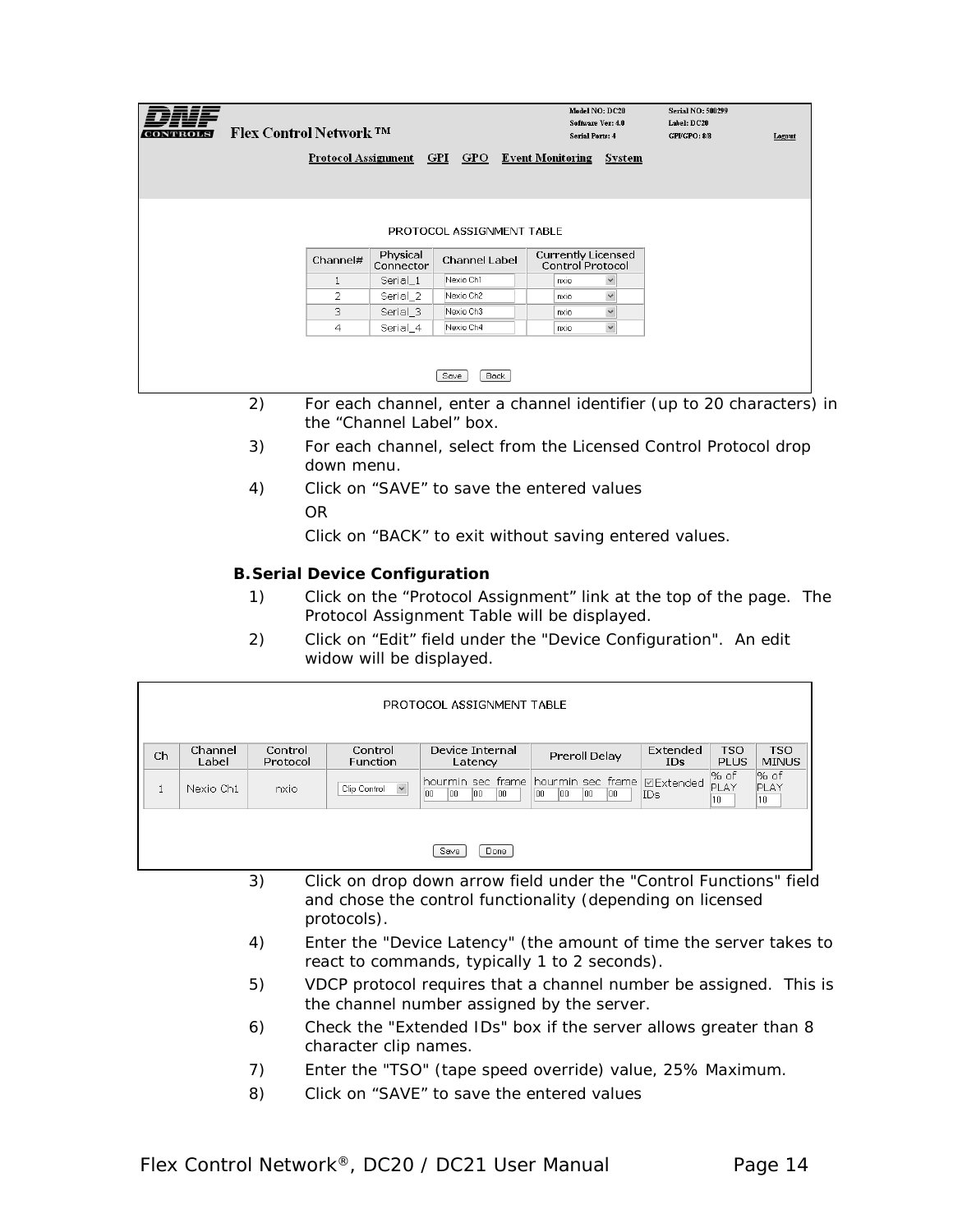| Model NO: DC20 | Serial NO: 500299 |
|---|---|
| Software Ver: 4.0 | Label: DC20 |
| Serial Ports: 4 | GPI/GPO: 8/8 |

Flex Control Network ™

Logout

Protocol Assignment GPI GPO Event Monitoring System

PROTOCOL ASSIGNMENT TABLE

| Channel# | Physical Connector | Channel Label | Currently Licensed Control Protocol |
|---|---|---|---|
| 1 | Serial_1 | Nexio Ch1 | nxio |
| 2 | Serial_2 | Nexio Ch2 | nxio |
| 3 | Serial_3 | Nexio Ch3 | nxio |
| 4 | Serial_4 | Nexio Ch4 | nxio |

Save Back

2) For each channel, enter a channel identifier (up to 20 characters) in the "Channel Label" box.

3) For each channel, select from the Licensed Control Protocol drop down menu.

4) Click on "SAVE" to save the entered values

   OR

   Click on "BACK" to exit without saving entered values.

**B. Serial Device Configuration**

1) Click on the "Protocol Assignment" link at the top of the page. The Protocol Assignment Table will be displayed.

2) Click on "Edit" field under the "Device Configuration". An edit widow will be displayed.

PROTOCOL ASSIGNMENT TABLE

| Ch | Channel Label | Control Protocol | Control Function | Device Internal Latency | Preroll Delay | Extended IDs | TSO PLUS | TSO MINUS |
|---|---|---|---|---|---|---|---|---|
| 1 | Nexio Ch1 | nxio | Clip Control | hour min sec frame 00 00 00 00 | hour min sec frame 00 00 00 00 | ☑ Extended IDs | % of PLAY 10 | % of PLAY 10 |

Save Done

3) Click on drop down arrow field under the "Control Functions" field and chose the control functionality (depending on licensed protocols).

4) Enter the "Device Latency" (the amount of time the server takes to react to commands, typically 1 to 2 seconds).

5) VDCP protocol requires that a channel number be assigned. This is the channel number assigned by the server.

6) Check the "Extended IDs" box if the server allows greater than 8 character clip names.

7) Enter the "TSO" (tape speed override) value, 25% Maximum.

8) Click on "SAVE" to save the entered values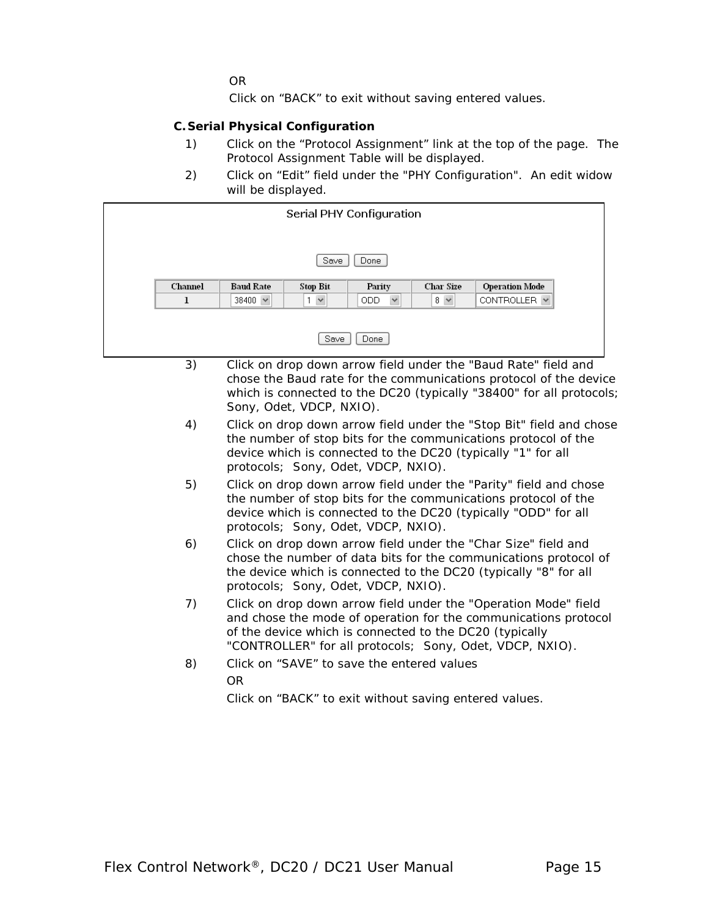OR

Click on “BACK” to exit without saving entered values.

**C. Serial Physical Configuration**

1) Click on the “Protocol Assignment” link at the top of the page. The Protocol Assignment Table will be displayed.
2) Click on “Edit” field under the "PHY Configuration". An edit widow will be displayed.

Serial PHY Configuration

Save | Done

| Channel | Baud Rate | Stop Bit | Parity | Char Size | Operation Mode |
|---|---|---|---|---|---|
| 1 | 38400 | 1 | ODD | 8 | CONTROLLER |

Save | Done

3) Click on drop down arrow field under the "Baud Rate" field and chose the Baud rate for the communications protocol of the device which is connected to the DC20 (typically "38400" for all protocols; Sony, Odet, VDCP, NXIO).
4) Click on drop down arrow field under the "Stop Bit" field and chose the number of stop bits for the communications protocol of the device which is connected to the DC20 (typically "1" for all protocols; Sony, Odet, VDCP, NXIO).
5) Click on drop down arrow field under the "Parity" field and chose the number of stop bits for the communications protocol of the device which is connected to the DC20 (typically "ODD" for all protocols; Sony, Odet, VDCP, NXIO).
6) Click on drop down arrow field under the "Char Size" field and chose the number of data bits for the communications protocol of the device which is connected to the DC20 (typically "8" for all protocols; Sony, Odet, VDCP, NXIO).
7) Click on drop down arrow field under the "Operation Mode" field and chose the mode of operation for the communications protocol of the device which is connected to the DC20 (typically "CONTROLLER" for all protocols; Sony, Odet, VDCP, NXIO).
8) Click on “SAVE” to save the entered values

   OR

   Click on “BACK” to exit without saving entered values.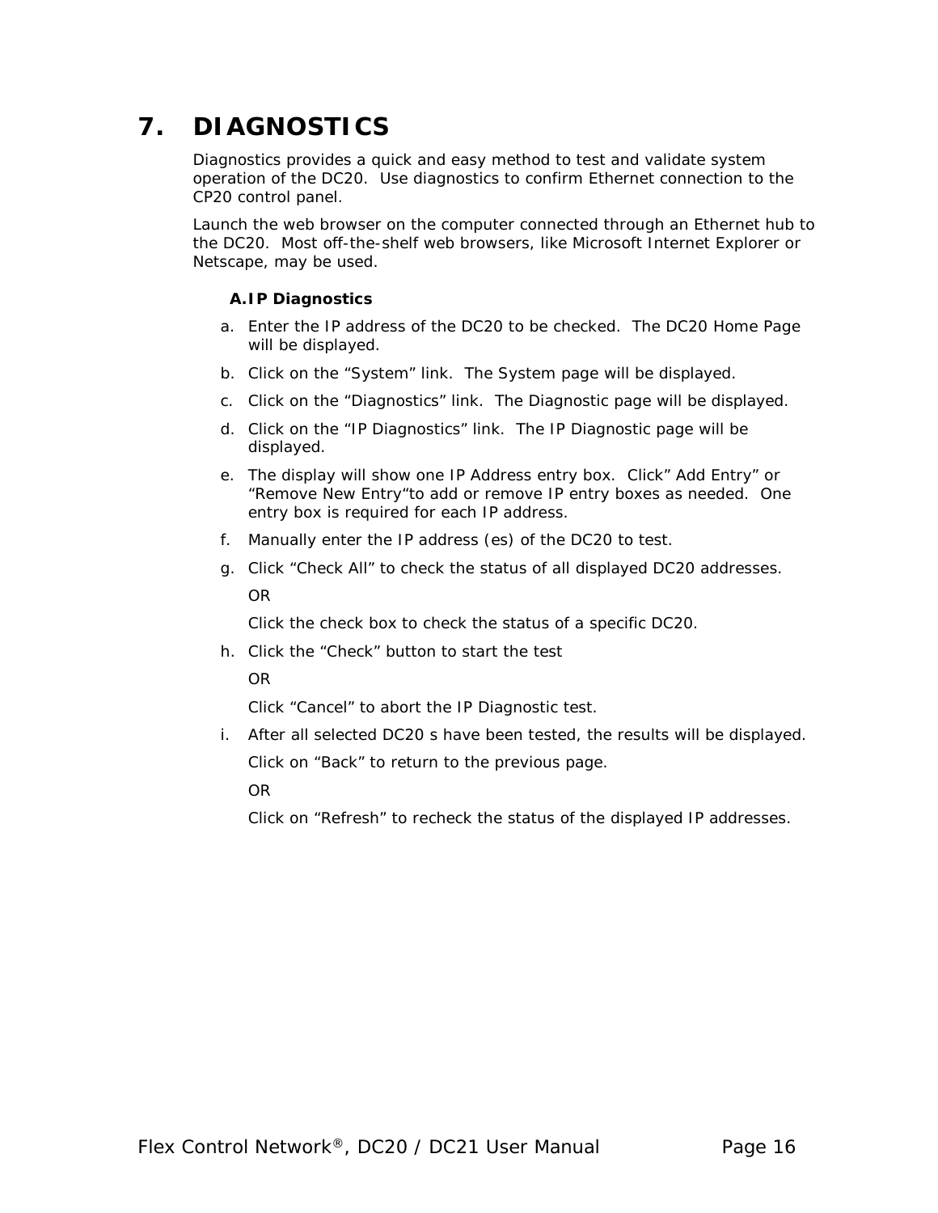# 7. DIAGNOSTICS

Diagnostics provides a quick and easy method to test and validate system operation of the DC20. Use diagnostics to confirm Ethernet connection to the CP20 control panel.

Launch the web browser on the computer connected through an Ethernet hub to the DC20. Most off-the-shelf web browsers, like Microsoft Internet Explorer or Netscape, may be used.

### A. IP Diagnostics

a. Enter the IP address of the DC20 to be checked. The DC20 Home Page will be displayed.

b. Click on the “System” link. The System page will be displayed.

c. Click on the “Diagnostics” link. The Diagnostic page will be displayed.

d. Click on the “IP Diagnostics” link. The IP Diagnostic page will be displayed.

e. The display will show one IP Address entry box. Click” Add Entry” or “Remove New Entry“to add or remove IP entry boxes as needed. One entry box is required for each IP address.

f. Manually enter the IP address (es) of the DC20 to test.

g. Click “Check All” to check the status of all displayed DC20 addresses.

   OR

   Click the check box to check the status of a specific DC20.

h. Click the “Check” button to start the test

   OR

   Click “Cancel” to abort the IP Diagnostic test.

i. After all selected DC20 s have been tested, the results will be displayed.

   Click on “Back” to return to the previous page.

   OR

   Click on “Refresh” to recheck the status of the displayed IP addresses.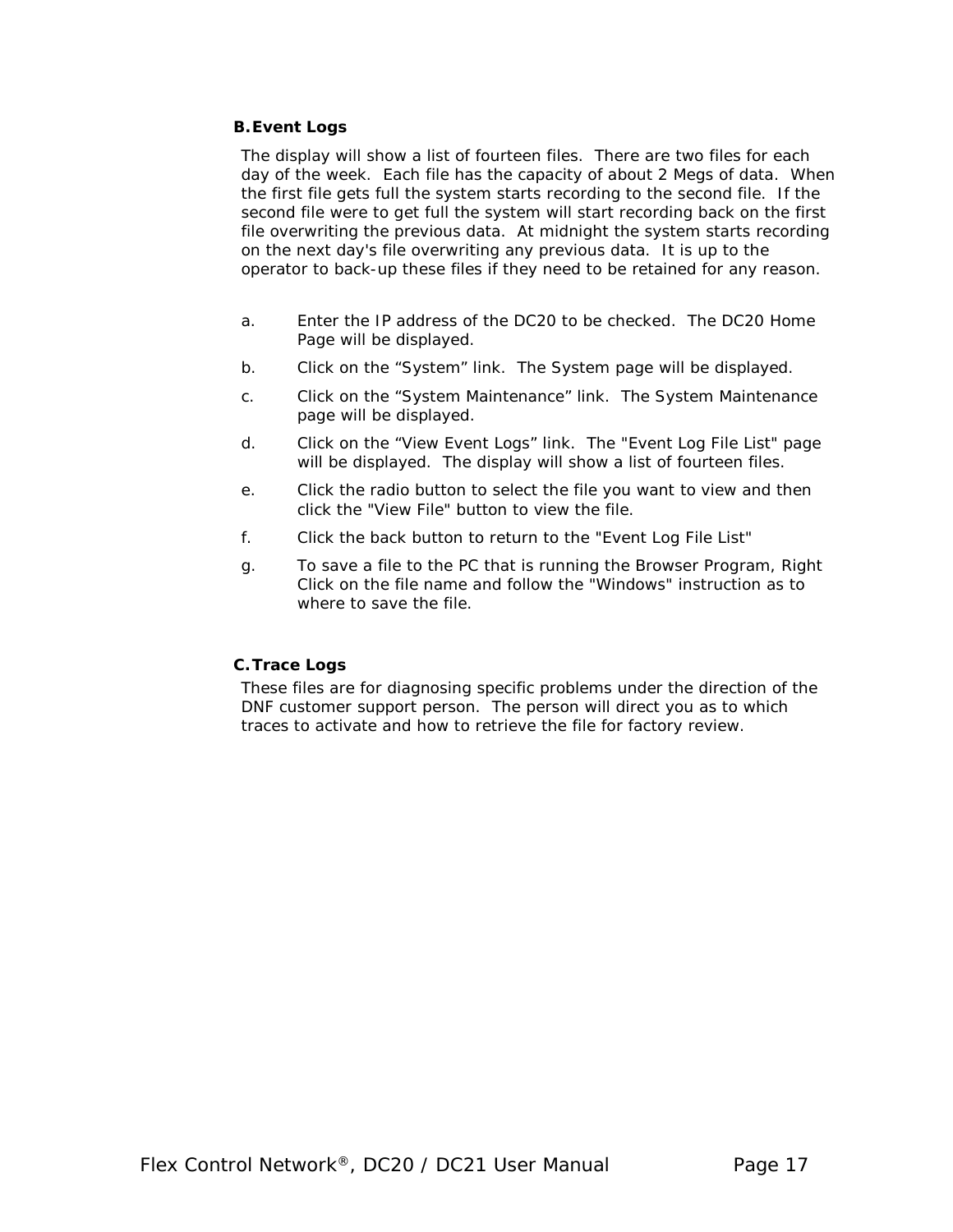### B. Event Logs

The display will show a list of fourteen files. There are two files for each day of the week. Each file has the capacity of about 2 Megs of data. When the first file gets full the system starts recording to the second file. If the second file were to get full the system will start recording back on the first file overwriting the previous data. At midnight the system starts recording on the next day's file overwriting any previous data. It is up to the operator to back-up these files if they need to be retained for any reason.

a. Enter the IP address of the DC20 to be checked. The DC20 Home Page will be displayed.

b. Click on the "System" link. The System page will be displayed.

c. Click on the "System Maintenance" link. The System Maintenance page will be displayed.

d. Click on the "View Event Logs" link. The "Event Log File List" page will be displayed. The display will show a list of fourteen files.

e. Click the radio button to select the file you want to view and then click the "View File" button to view the file.

f. Click the back button to return to the "Event Log File List"

g. To save a file to the PC that is running the Browser Program, Right Click on the file name and follow the "Windows" instruction as to where to save the file.

### C. Trace Logs

These files are for diagnosing specific problems under the direction of the DNF customer support person. The person will direct you as to which traces to activate and how to retrieve the file for factory review.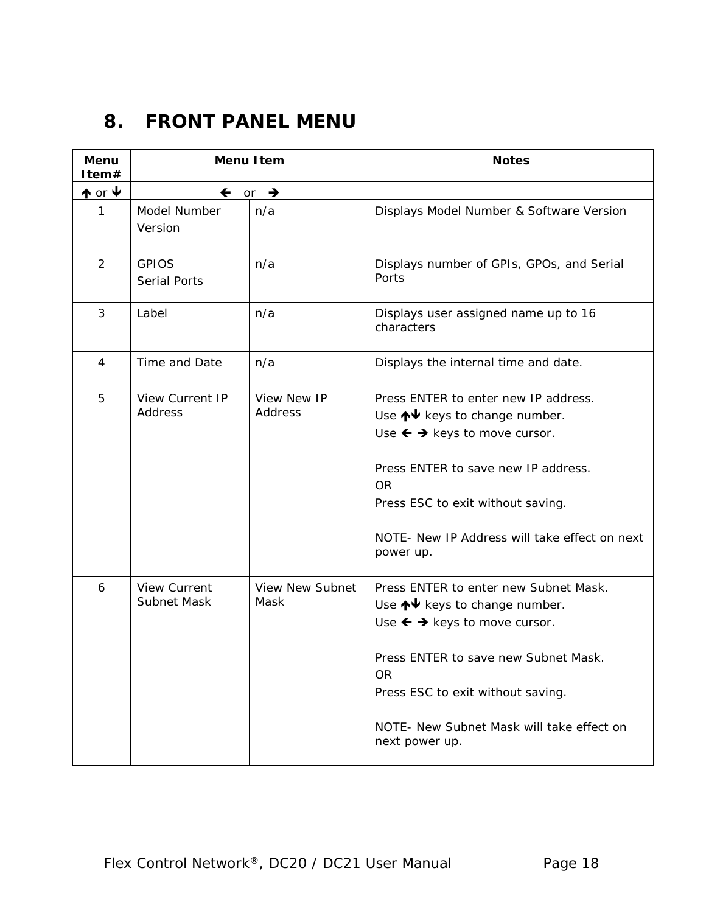# 8. FRONT PANEL MENU

| Menu Item# | Menu Item | | Notes |
|---|---|---|---|
| ↑ or ↓ | ← or → | | |
| 1 | Model Number<br>Version | n/a | Displays Model Number & Software Version |
| 2 | GPIOS<br>Serial Ports | n/a | Displays number of GPIs, GPOs, and Serial Ports |
| 3 | Label | n/a | Displays user assigned name up to 16 characters |
| 4 | Time and Date | n/a | Displays the internal time and date. |
| 5 | View Current IP Address | View New IP Address | Press ENTER to enter new IP address.<br>Use ↑↓ keys to change number.<br>Use ← → keys to move cursor.<br><br>Press ENTER to save new IP address.<br>OR<br>Press ESC to exit without saving.<br><br>NOTE- New IP Address will take effect on next power up. |
| 6 | View Current Subnet Mask | View New Subnet Mask | Press ENTER to enter new Subnet Mask.<br>Use ↑↓ keys to change number.<br>Use ← → keys to move cursor.<br><br>Press ENTER to save new Subnet Mask.<br>OR<br>Press ESC to exit without saving.<br><br>NOTE- New Subnet Mask will take effect on next power up. |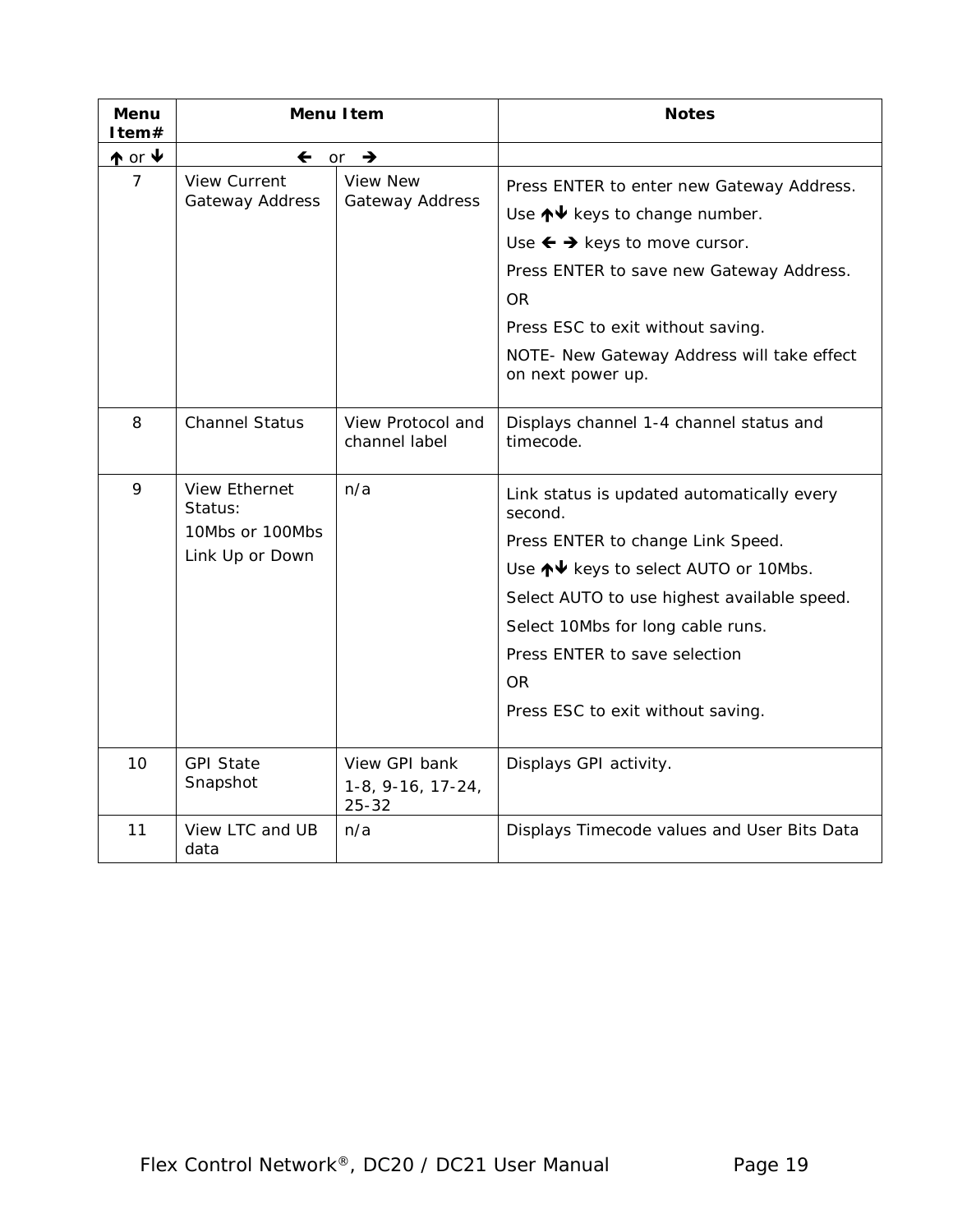| Menu Item# | Menu Item | | Notes |
|---|---|---|---|
| ↑ or ↓ | ← or → | | |
| 7 | View Current Gateway Address | View New Gateway Address | Press ENTER to enter new Gateway Address.<br>Use ↑↓ keys to change number.<br>Use ← → keys to move cursor.<br>Press ENTER to save new Gateway Address.<br>OR<br>Press ESC to exit without saving.<br>NOTE- New Gateway Address will take effect on next power up. |
| 8 | Channel Status | View Protocol and channel label | Displays channel 1-4 channel status and timecode. |
| 9 | View Ethernet Status:<br>10Mbs or 100Mbs<br>Link Up or Down | n/a | Link status is updated automatically every second.<br>Press ENTER to change Link Speed.<br>Use ↑↓ keys to select AUTO or 10Mbs.<br>Select AUTO to use highest available speed.<br>Select 10Mbs for long cable runs.<br>Press ENTER to save selection<br>OR<br>Press ESC to exit without saving. |
| 10 | GPI State Snapshot | View GPI bank<br>1-8, 9-16, 17-24, 25-32 | Displays GPI activity. |
| 11 | View LTC and UB data | n/a | Displays Timecode values and User Bits Data |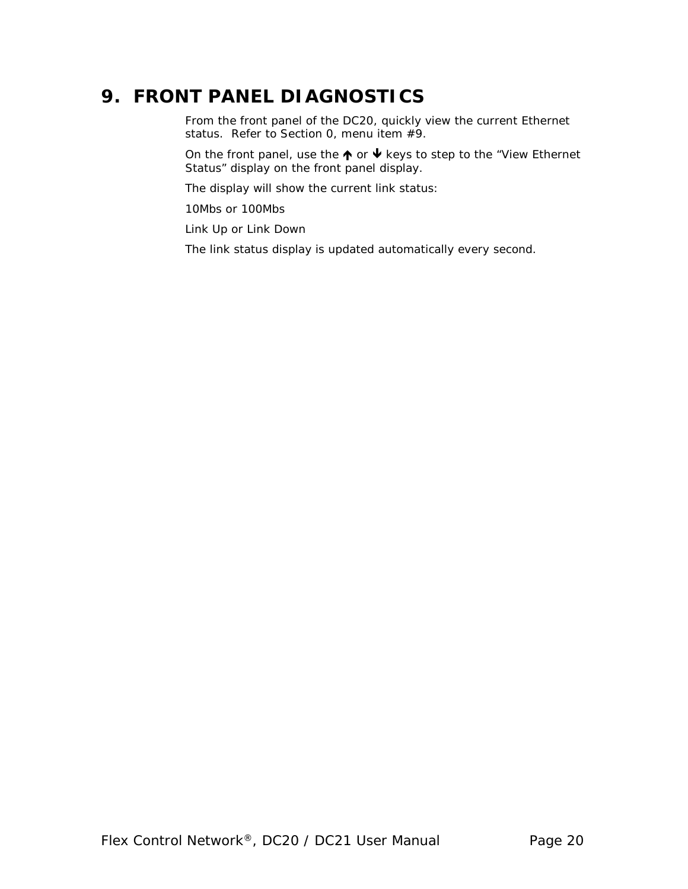# 9. FRONT PANEL DIAGNOSTICS

From the front panel of the DC20, quickly view the current Ethernet status. Refer to Section 0, menu item #9.

On the front panel, use the ↑ or ↓ keys to step to the "View Ethernet Status" display on the front panel display.

The display will show the current link status:

10Mbs or 100Mbs

Link Up or Link Down

The link status display is updated automatically every second.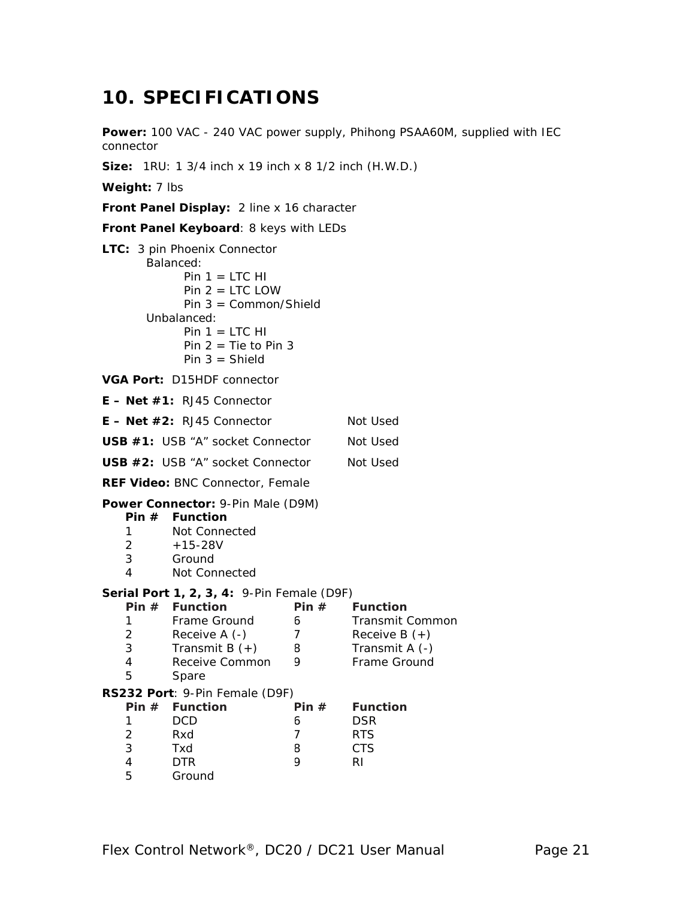# 10. SPECIFICATIONS

**Power:** 100 VAC - 240 VAC power supply, Phihong PSAA60M, supplied with IEC connector

**Size:** 1RU: 1 3/4 inch x 19 inch x 8 1/2 inch (H.W.D.)

**Weight:** 7 lbs

**Front Panel Display:** 2 line x 16 character

**Front Panel Keyboard**: 8 keys with LEDs

**LTC:** 3 pin Phoenix Connector

- Balanced:
  - Pin 1 = LTC HI
  - Pin 2 = LTC LOW
  - Pin 3 = Common/Shield
- Unbalanced:
  - Pin 1 = LTC HI
  - Pin 2 = Tie to Pin 3
  - Pin 3 = Shield

**VGA Port:** D15HDF connector

**E – Net #1:** RJ45 Connector

**E – Net #2:** RJ45 Connector Not Used

**USB #1:** USB "A" socket Connector Not Used

**USB #2:** USB "A" socket Connector Not Used

**REF Video:** BNC Connector, Female

**Power Connector:** 9-Pin Male (D9M)

| **Pin #** | **Function** |
|---|---|
| 1 | Not Connected |
| 2 | +15-28V |
| 3 | Ground |
| 4 | Not Connected |

**Serial Port 1, 2, 3, 4:** 9-Pin Female (D9F)

| **Pin #** | **Function** | **Pin #** | **Function** |
|---|---|---|---|
| 1 | Frame Ground | 6 | Transmit Common |
| 2 | Receive A (-) | 7 | Receive B (+) |
| 3 | Transmit B (+) | 8 | Transmit A (-) |
| 4 | Receive Common | 9 | Frame Ground |
| 5 | Spare | | |

**RS232 Port**: 9-Pin Female (D9F)

| **Pin #** | **Function** | **Pin #** | **Function** |
|---|---|---|---|
| 1 | DCD | 6 | DSR |
| 2 | Rxd | 7 | RTS |
| 3 | Txd | 8 | CTS |
| 4 | DTR | 9 | RI |
| 5 | Ground | | |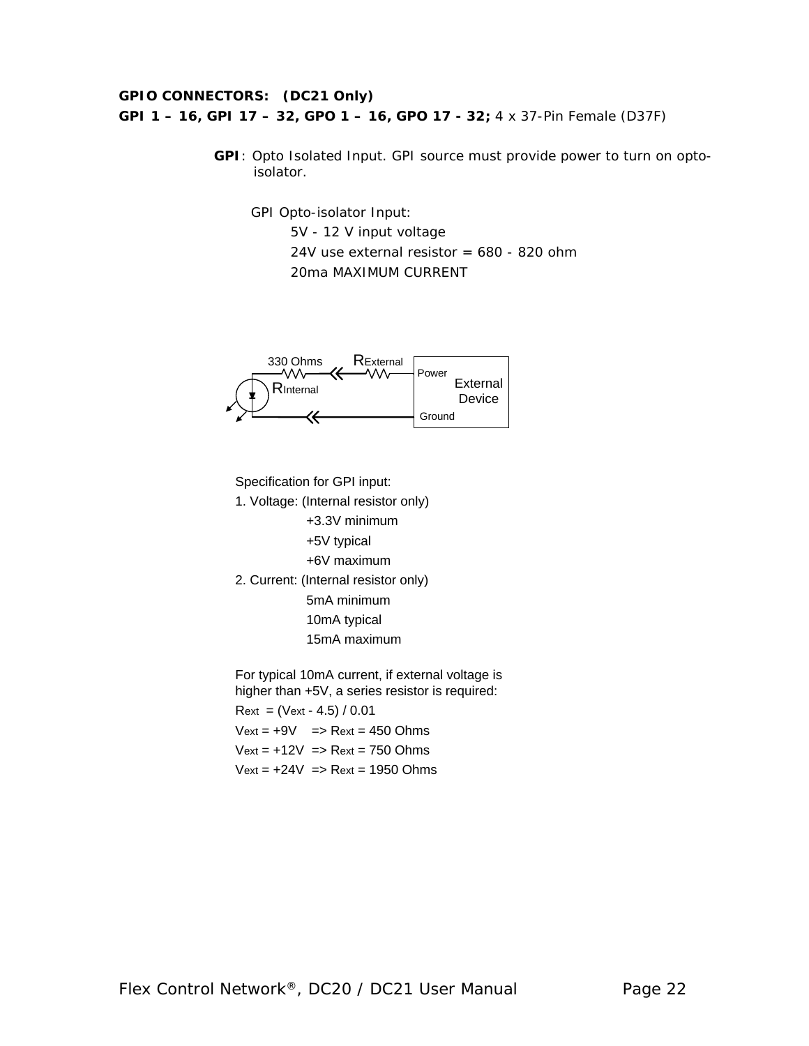**GPIO CONNECTORS: (DC21 Only)**

**GPI 1 – 16, GPI 17 – 32, GPO 1 – 16, GPO 17 - 32;** 4 x 37-Pin Female (D37F)

**GPI**: Opto Isolated Input. GPI source must provide power to turn on opto-isolator.

GPI Opto-isolator Input:

5V - 12 V input voltage

24V use external resistor = 680 - 820 ohm

20ma MAXIMUM CURRENT

330 Ohms $R_{External}$ Power $R_{Internal}$ External Device Ground

Specification for GPI input:

1. Voltage: (Internal resistor only)
   - +3.3V minimum
   - +5V typical
   - +6V maximum
2. Current: (Internal resistor only)
   - 5mA minimum
   - 10mA typical
   - 15mA maximum

For typical 10mA current, if external voltage is higher than +5V, a series resistor is required:

$R_{ext} = (V_{ext} - 4.5) / 0.01$

$V_{ext} = +9V$ => $R_{ext} = 450$ Ohms

$V_{ext} = +12V$ => $R_{ext} = 750$ Ohms

$V_{ext} = +24V$ => $R_{ext} = 1950$ Ohms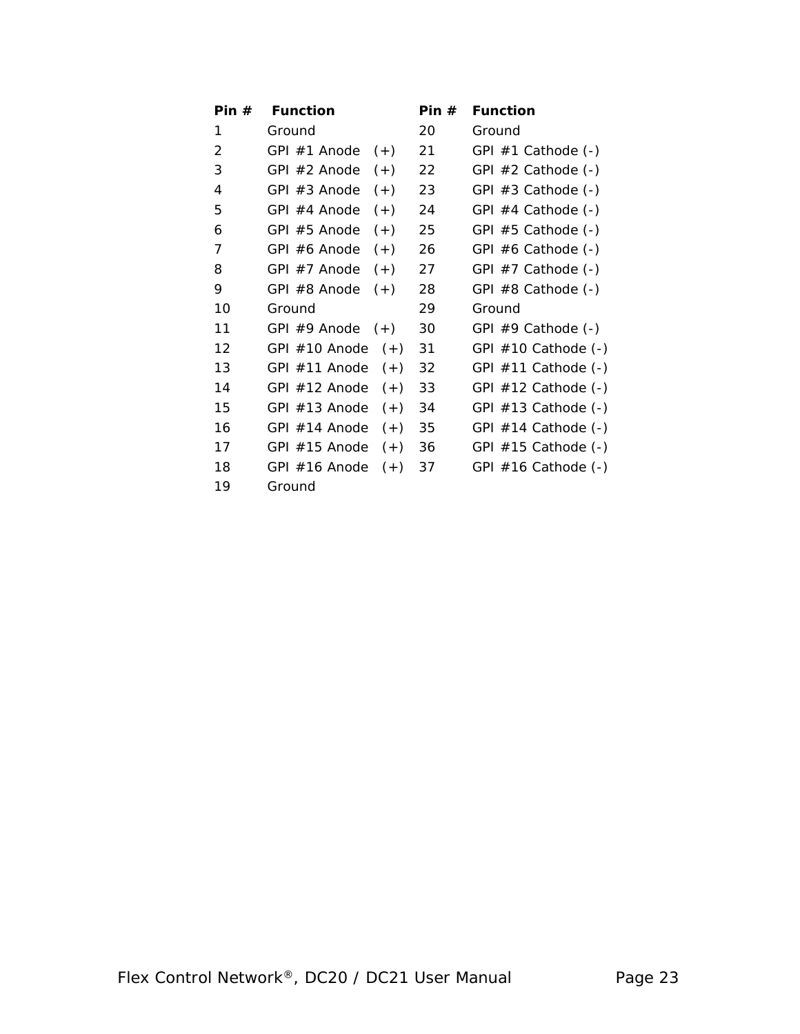| Pin # | Function | Pin # | Function |
|---|---|---|---|
| 1 | Ground | 20 | Ground |
| 2 | GPI #1 Anode (+) | 21 | GPI #1 Cathode (-) |
| 3 | GPI #2 Anode (+) | 22 | GPI #2 Cathode (-) |
| 4 | GPI #3 Anode (+) | 23 | GPI #3 Cathode (-) |
| 5 | GPI #4 Anode (+) | 24 | GPI #4 Cathode (-) |
| 6 | GPI #5 Anode (+) | 25 | GPI #5 Cathode (-) |
| 7 | GPI #6 Anode (+) | 26 | GPI #6 Cathode (-) |
| 8 | GPI #7 Anode (+) | 27 | GPI #7 Cathode (-) |
| 9 | GPI #8 Anode (+) | 28 | GPI #8 Cathode (-) |
| 10 | Ground | 29 | Ground |
| 11 | GPI #9 Anode (+) | 30 | GPI #9 Cathode (-) |
| 12 | GPI #10 Anode (+) | 31 | GPI #10 Cathode (-) |
| 13 | GPI #11 Anode (+) | 32 | GPI #11 Cathode (-) |
| 14 | GPI #12 Anode (+) | 33 | GPI #12 Cathode (-) |
| 15 | GPI #13 Anode (+) | 34 | GPI #13 Cathode (-) |
| 16 | GPI #14 Anode (+) | 35 | GPI #14 Cathode (-) |
| 17 | GPI #15 Anode (+) | 36 | GPI #15 Cathode (-) |
| 18 | GPI #16 Anode (+) | 37 | GPI #16 Cathode (-) |
| 19 | Ground | | |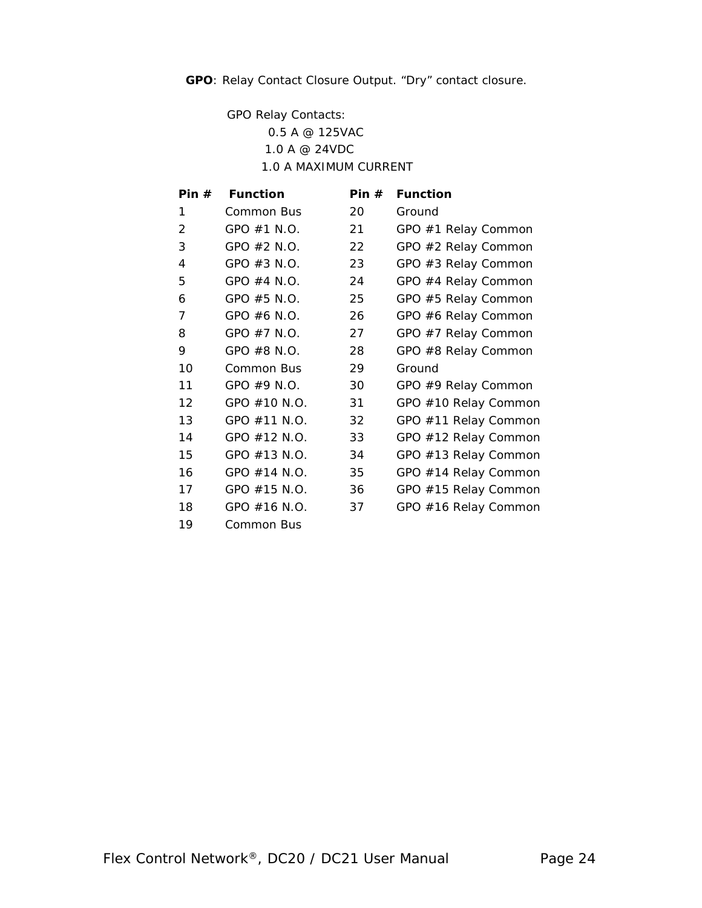**GPO**: Relay Contact Closure Output. “Dry” contact closure.

GPO Relay Contacts:

0.5 A @ 125VAC

1.0 A @ 24VDC

1.0 A MAXIMUM CURRENT

| Pin # | Function | Pin # | Function |
|---|---|---|---|
| 1 | Common Bus | 20 | Ground |
| 2 | GPO #1 N.O. | 21 | GPO #1 Relay Common |
| 3 | GPO #2 N.O. | 22 | GPO #2 Relay Common |
| 4 | GPO #3 N.O. | 23 | GPO #3 Relay Common |
| 5 | GPO #4 N.O. | 24 | GPO #4 Relay Common |
| 6 | GPO #5 N.O. | 25 | GPO #5 Relay Common |
| 7 | GPO #6 N.O. | 26 | GPO #6 Relay Common |
| 8 | GPO #7 N.O. | 27 | GPO #7 Relay Common |
| 9 | GPO #8 N.O. | 28 | GPO #8 Relay Common |
| 10 | Common Bus | 29 | Ground |
| 11 | GPO #9 N.O. | 30 | GPO #9 Relay Common |
| 12 | GPO #10 N.O. | 31 | GPO #10 Relay Common |
| 13 | GPO #11 N.O. | 32 | GPO #11 Relay Common |
| 14 | GPO #12 N.O. | 33 | GPO #12 Relay Common |
| 15 | GPO #13 N.O. | 34 | GPO #13 Relay Common |
| 16 | GPO #14 N.O. | 35 | GPO #14 Relay Common |
| 17 | GPO #15 N.O. | 36 | GPO #15 Relay Common |
| 18 | GPO #16 N.O. | 37 | GPO #16 Relay Common |
| 19 | Common Bus | | |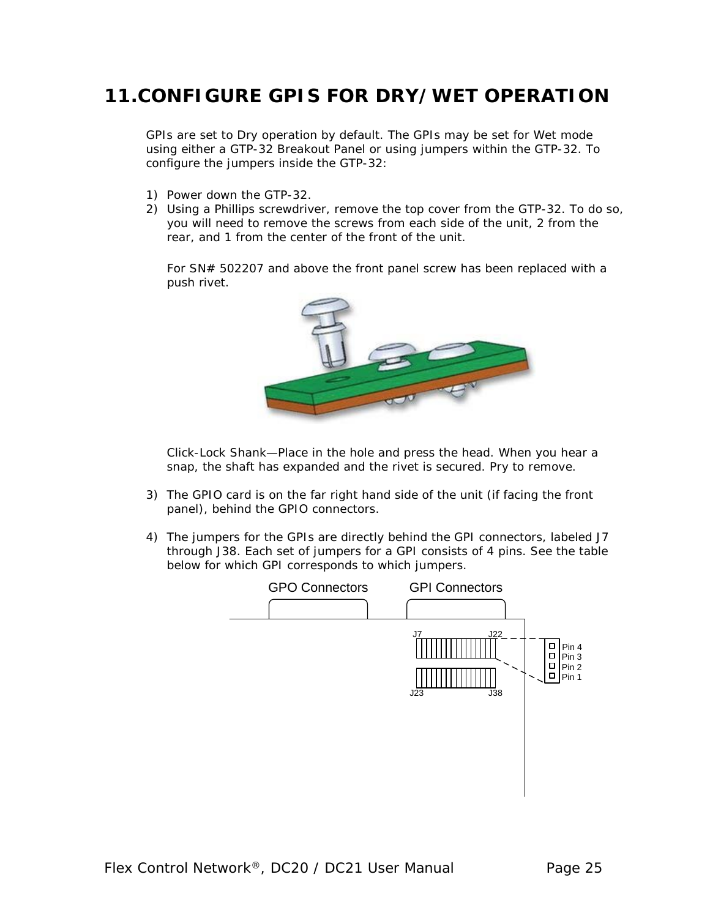# 11. CONFIGURE GPIS FOR DRY/WET OPERATION

GPIs are set to Dry operation by default. The GPIs may be set for Wet mode using either a GTP-32 Breakout Panel or using jumpers within the GTP-32. To configure the jumpers inside the GTP-32:

1) Power down the GTP-32.
2) Using a Phillips screwdriver, remove the top cover from the GTP-32. To do so, you will need to remove the screws from each side of the unit, 2 from the rear, and 1 from the center of the front of the unit.

   For SN# 502207 and above the front panel screw has been replaced with a push rivet.

   Click-Lock Shank—Place in the hole and press the head. When you hear a snap, the shaft has expanded and the rivet is secured. Pry to remove.

3) The GPIO card is on the far right hand side of the unit (if facing the front panel), behind the GPIO connectors.

4) The jumpers for the GPIs are directly behind the GPI connectors, labeled J7 through J38. Each set of jumpers for a GPI consists of 4 pins. See the table below for which GPI corresponds to which jumpers.

GPO Connectors GPI Connectors

J7 J22

J23 J38

Pin 4
Pin 3
Pin 2
Pin 1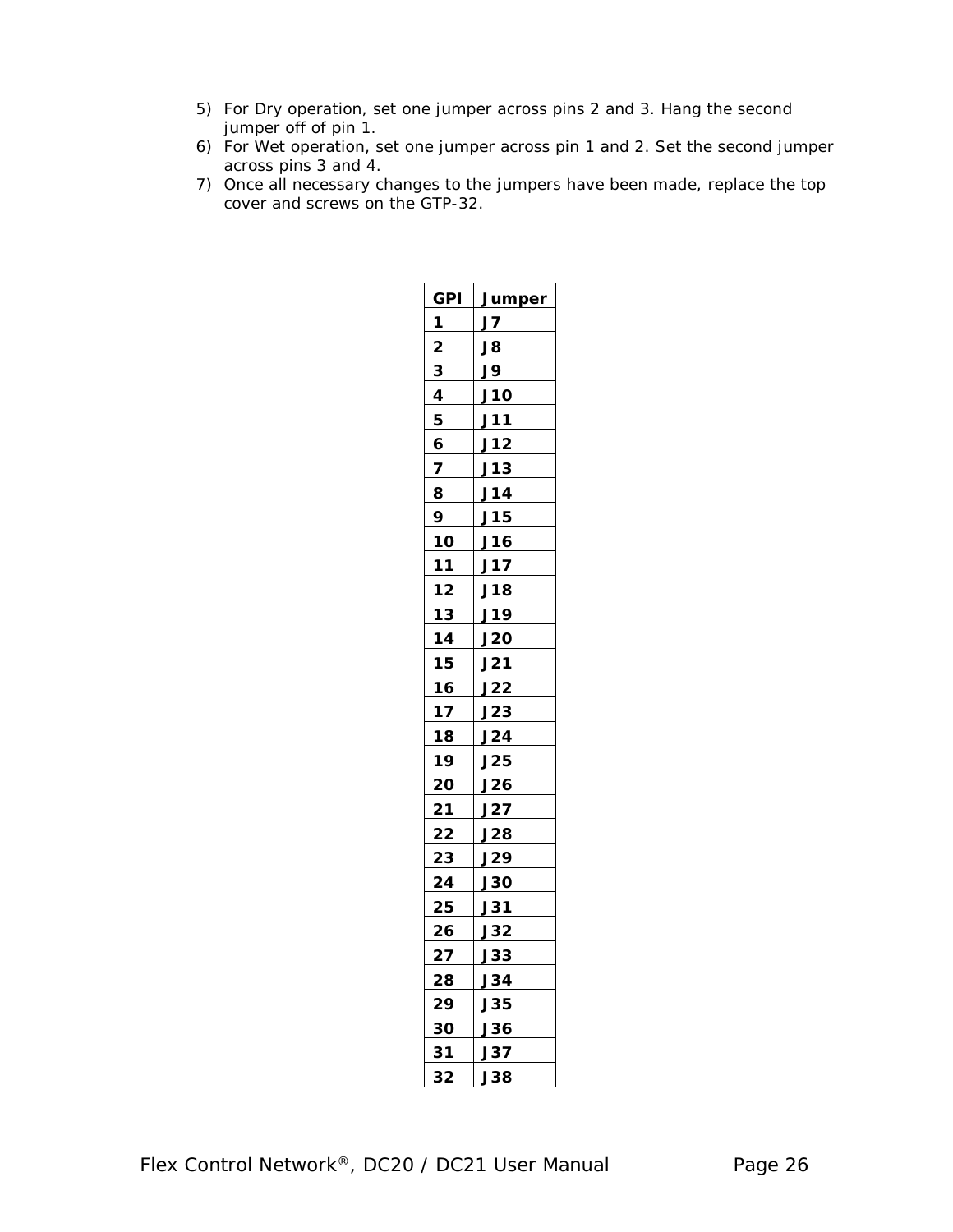5) For Dry operation, set one jumper across pins 2 and 3. Hang the second jumper off of pin 1.
6) For Wet operation, set one jumper across pin 1 and 2. Set the second jumper across pins 3 and 4.
7) Once all necessary changes to the jumpers have been made, replace the top cover and screws on the GTP-32.

| GPI | Jumper |
|---|---|
| 1 | J7 |
| 2 | J8 |
| 3 | J9 |
| 4 | J10 |
| 5 | J11 |
| 6 | J12 |
| 7 | J13 |
| 8 | J14 |
| 9 | J15 |
| 10 | J16 |
| 11 | J17 |
| 12 | J18 |
| 13 | J19 |
| 14 | J20 |
| 15 | J21 |
| 16 | J22 |
| 17 | J23 |
| 18 | J24 |
| 19 | J25 |
| 20 | J26 |
| 21 | J27 |
| 22 | J28 |
| 23 | J29 |
| 24 | J30 |
| 25 | J31 |
| 26 | J32 |
| 27 | J33 |
| 28 | J34 |
| 29 | J35 |
| 30 | J36 |
| 31 | J37 |
| 32 | J38 |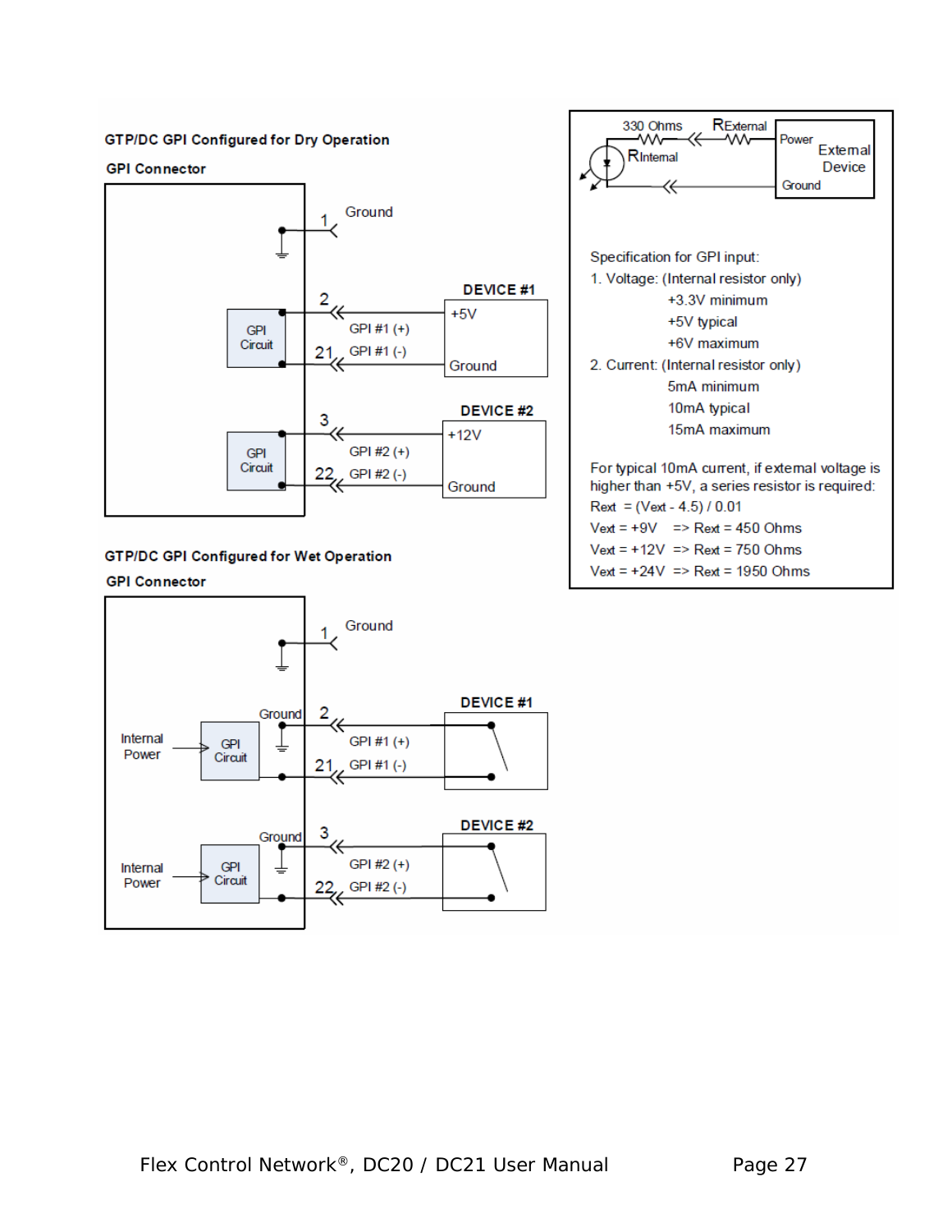**GTP/DC GPI Configured for Dry Operation**

**GPI Connector**

1 Ground

2 GPI #1 (+) — DEVICE #1: +5V

21 GPI #1 (-) — DEVICE #1: Ground

3 GPI #2 (+) — DEVICE #2: +12V

22 GPI #2 (-) — DEVICE #2: Ground

**GTP/DC GPI Configured for Wet Operation**

**GPI Connector**

1 Ground

Internal Power → GPI Circuit

2 GPI #1 (+) — DEVICE #1

21 GPI #1 (-) — DEVICE #1

Internal Power → GPI Circuit

3 GPI #2 (+) — DEVICE #2

22 GPI #2 (-) — DEVICE #2

330 Ohms, $R_{External}$, $R_{Internal}$, External Device (Power, Ground)

Specification for GPI input:

1. Voltage: (Internal resistor only)
   - +3.3V minimum
   - +5V typical
   - +6V maximum
2. Current: (Internal resistor only)
   - 5mA minimum
   - 10mA typical
   - 15mA maximum

For typical 10mA current, if external voltage is higher than +5V, a series resistor is required:

Rext = (Vext - 4.5) / 0.01

Vext = +9V => Rext = 450 Ohms

Vext = +12V => Rext = 750 Ohms

Vext = +24V => Rext = 1950 Ohms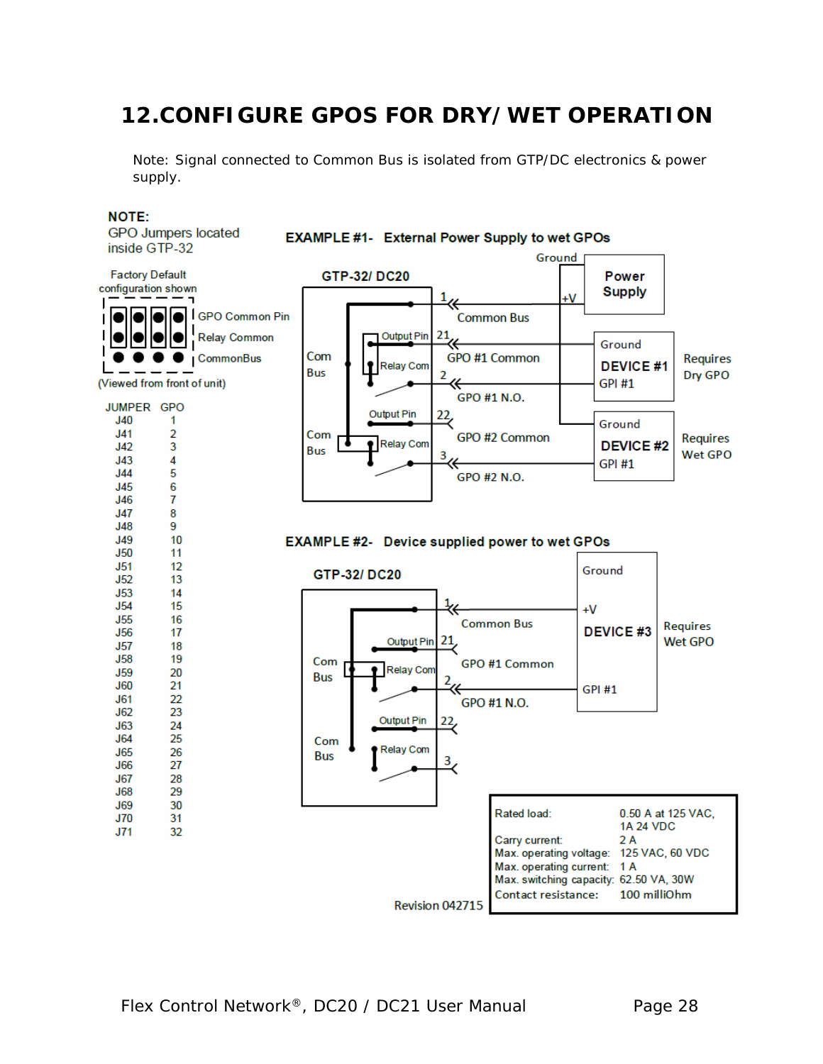# 12. CONFIGURE GPOS FOR DRY/WET OPERATION

Note: Signal connected to Common Bus is isolated from GTP/DC electronics & power supply.

**NOTE:**
GPO Jumpers located inside GTP-32

Factory Default configuration shown

GPO Common Pin
Relay Common
CommonBus

(Viewed from front of unit)

| JUMPER | GPO |
|---|---|
| J40 | 1 |
| J41 | 2 |
| J42 | 3 |
| J43 | 4 |
| J44 | 5 |
| J45 | 6 |
| J46 | 7 |
| J47 | 8 |
| J48 | 9 |
| J49 | 10 |
| J50 | 11 |
| J51 | 12 |
| J52 | 13 |
| J53 | 14 |
| J54 | 15 |
| J55 | 16 |
| J56 | 17 |
| J57 | 18 |
| J58 | 19 |
| J59 | 20 |
| J60 | 21 |
| J61 | 22 |
| J62 | 23 |
| J63 | 24 |
| J64 | 25 |
| J65 | 26 |
| J66 | 27 |
| J67 | 28 |
| J68 | 29 |
| J69 | 30 |
| J70 | 31 |
| J71 | 32 |

**EXAMPLE #1- External Power Supply to wet GPOs**

GTP-32/ DC20

Com Bus, Output Pin, Relay Com, Com Bus, Output Pin, Relay Com

1 Common Bus
21 GPO #1 Common
2 GPO #1 N.O.
22 GPO #2 Common
3 GPO #2 N.O.

Power Supply: Ground, +V

DEVICE #1: Ground, GPI #1 — Requires Dry GPO

DEVICE #2: Ground, GPI #1 — Requires Wet GPO

**EXAMPLE #2- Device supplied power to wet GPOs**

GTP-32/ DC20

Com Bus, Output Pin, Relay Com, Com Bus, Output Pin, Relay Com

1 Common Bus
21 GPO #1 Common
2 GPO #1 N.O.
22
3

DEVICE #3: Ground, +V, GPI #1 — Requires Wet GPO

| | |
|---|---|
| Rated load: | 0.50 A at 125 VAC, 1A 24 VDC |
| Carry current: | 2 A |
| Max. operating voltage: | 125 VAC, 60 VDC |
| Max. operating current: | 1 A |
| Max. switching capacity: | 62.50 VA, 30W |
| Contact resistance: | 100 milliOhm |

Revision 042715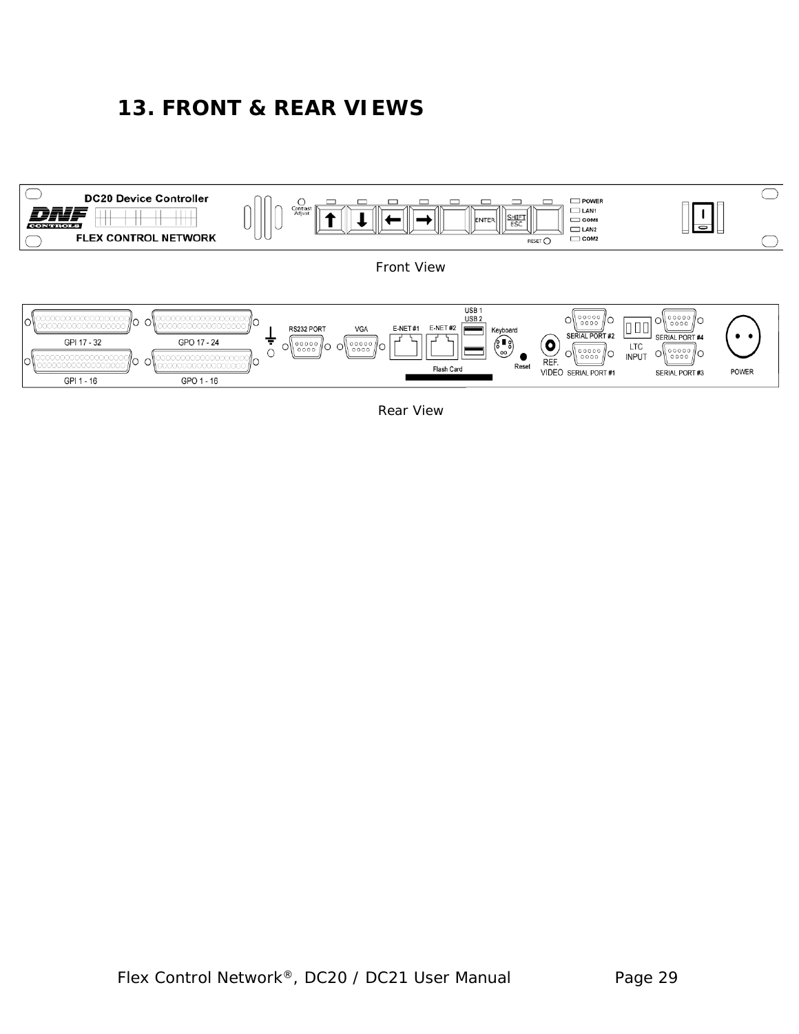# 13. FRONT & REAR VIEWS

Front View

Rear View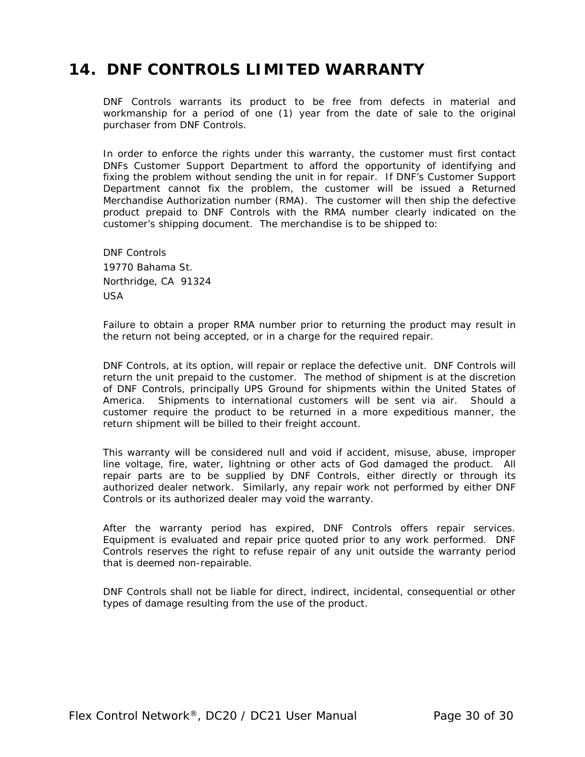# 14. DNF CONTROLS LIMITED WARRANTY

DNF Controls warrants its product to be free from defects in material and workmanship for a period of one (1) year from the date of sale to the original purchaser from DNF Controls.

In order to enforce the rights under this warranty, the customer must first contact DNFs Customer Support Department to afford the opportunity of identifying and fixing the problem without sending the unit in for repair. If DNF's Customer Support Department cannot fix the problem, the customer will be issued a Returned Merchandise Authorization number (RMA). The customer will then ship the defective product prepaid to DNF Controls with the RMA number clearly indicated on the customer's shipping document. The merchandise is to be shipped to:

DNF Controls
19770 Bahama St.
Northridge, CA 91324
USA

Failure to obtain a proper RMA number prior to returning the product may result in the return not being accepted, or in a charge for the required repair.

DNF Controls, at its option, will repair or replace the defective unit. DNF Controls will return the unit prepaid to the customer. The method of shipment is at the discretion of DNF Controls, principally UPS Ground for shipments within the United States of America. Shipments to international customers will be sent via air. Should a customer require the product to be returned in a more expeditious manner, the return shipment will be billed to their freight account.

This warranty will be considered null and void if accident, misuse, abuse, improper line voltage, fire, water, lightning or other acts of God damaged the product. All repair parts are to be supplied by DNF Controls, either directly or through its authorized dealer network. Similarly, any repair work not performed by either DNF Controls or its authorized dealer may void the warranty.

After the warranty period has expired, DNF Controls offers repair services. Equipment is evaluated and repair price quoted prior to any work performed. DNF Controls reserves the right to refuse repair of any unit outside the warranty period that is deemed non-repairable.

DNF Controls shall not be liable for direct, indirect, incidental, consequential or other types of damage resulting from the use of the product.